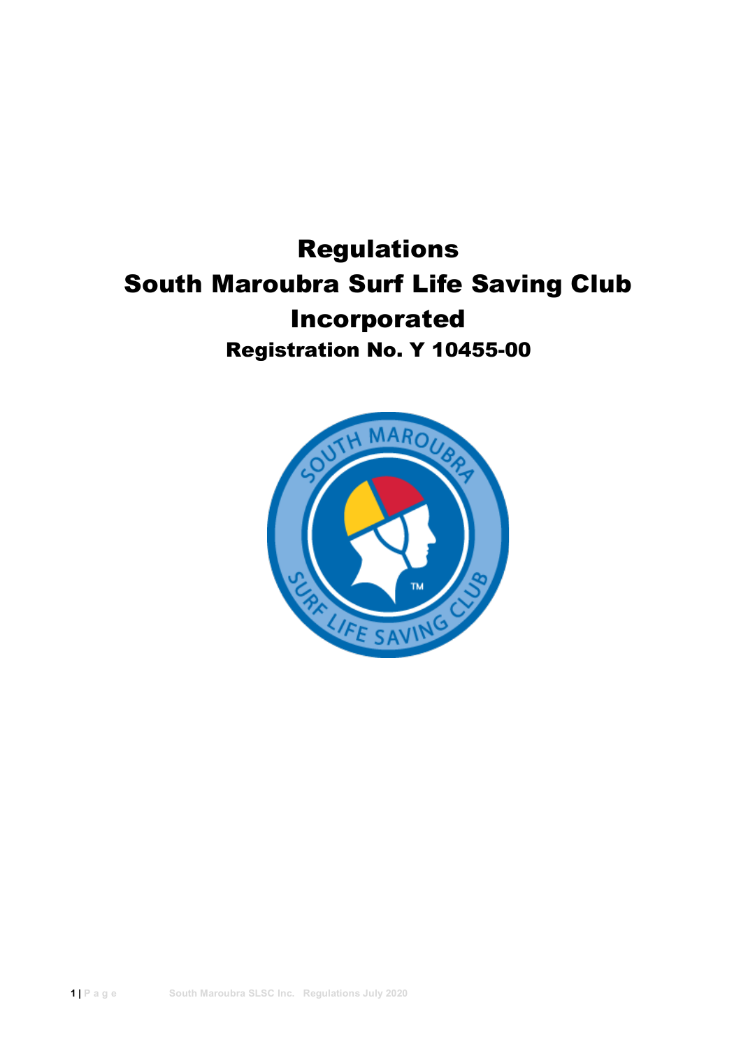# Regulations
# South Maroubra Surf Life Saving Club Incorporated
## Registration No. Y 10455-00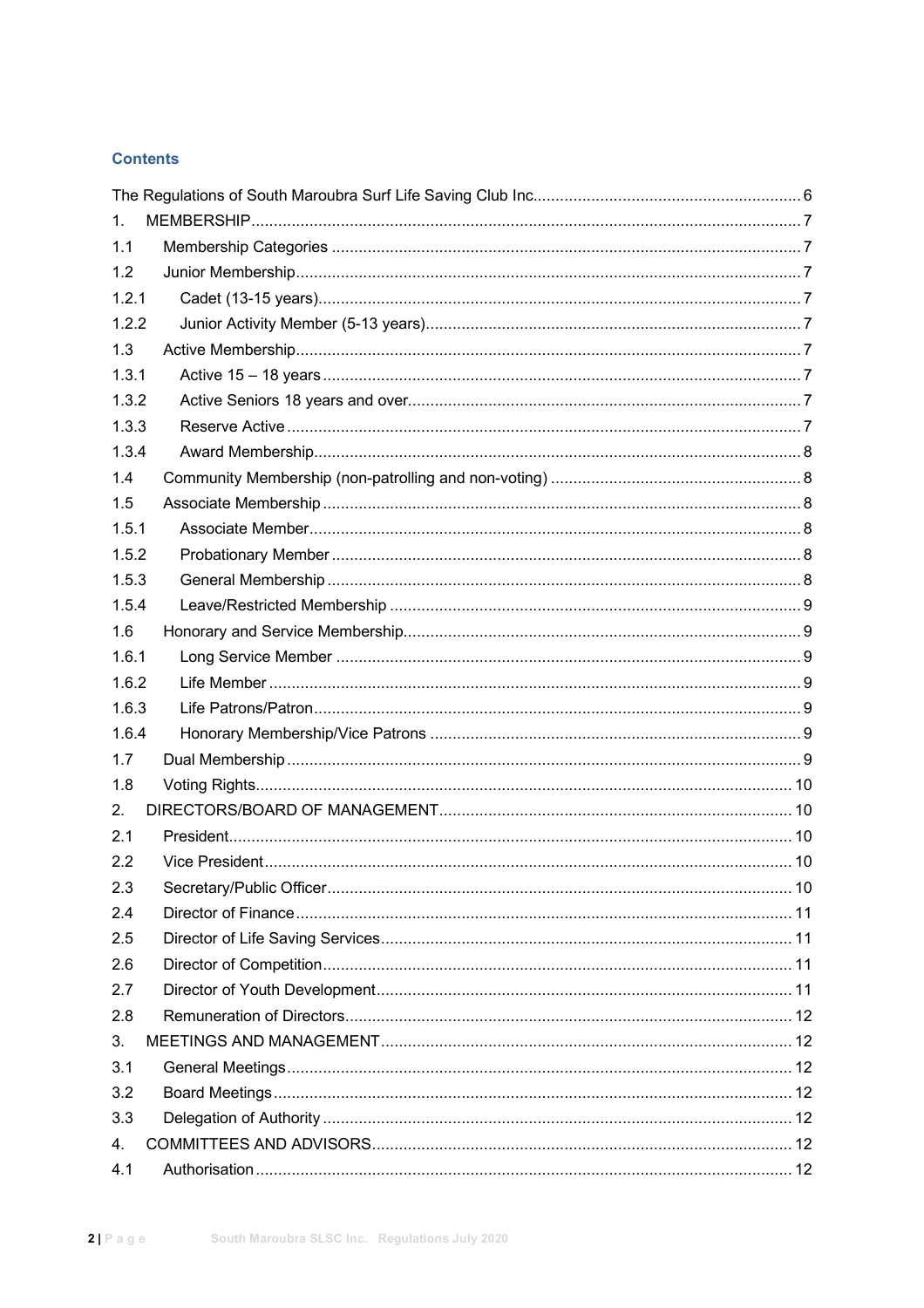## Contents

The Regulations of South Maroubra Surf Life Saving Club Inc. 6
1. MEMBERSHIP 7
1.1 Membership Categories 7
1.2 Junior Membership 7
1.2.1 Cadet (13-15 years) 7
1.2.2 Junior Activity Member (5-13 years) 7
1.3 Active Membership 7
1.3.1 Active 15 – 18 years 7
1.3.2 Active Seniors 18 years and over 7
1.3.3 Reserve Active 7
1.3.4 Award Membership 8
1.4 Community Membership (non-patrolling and non-voting) 8
1.5 Associate Membership 8
1.5.1 Associate Member 8
1.5.2 Probationary Member 8
1.5.3 General Membership 8
1.5.4 Leave/Restricted Membership 9
1.6 Honorary and Service Membership 9
1.6.1 Long Service Member 9
1.6.2 Life Member 9
1.6.3 Life Patrons/Patron 9
1.6.4 Honorary Membership/Vice Patrons 9
1.7 Dual Membership 9
1.8 Voting Rights 10
2. DIRECTORS/BOARD OF MANAGEMENT 10
2.1 President 10
2.2 Vice President 10
2.3 Secretary/Public Officer 10
2.4 Director of Finance 11
2.5 Director of Life Saving Services 11
2.6 Director of Competition 11
2.7 Director of Youth Development 11
2.8 Remuneration of Directors 12
3. MEETINGS AND MANAGEMENT 12
3.1 General Meetings 12
3.2 Board Meetings 12
3.3 Delegation of Authority 12
4. COMMITTEES AND ADVISORS 12
4.1 Authorisation 12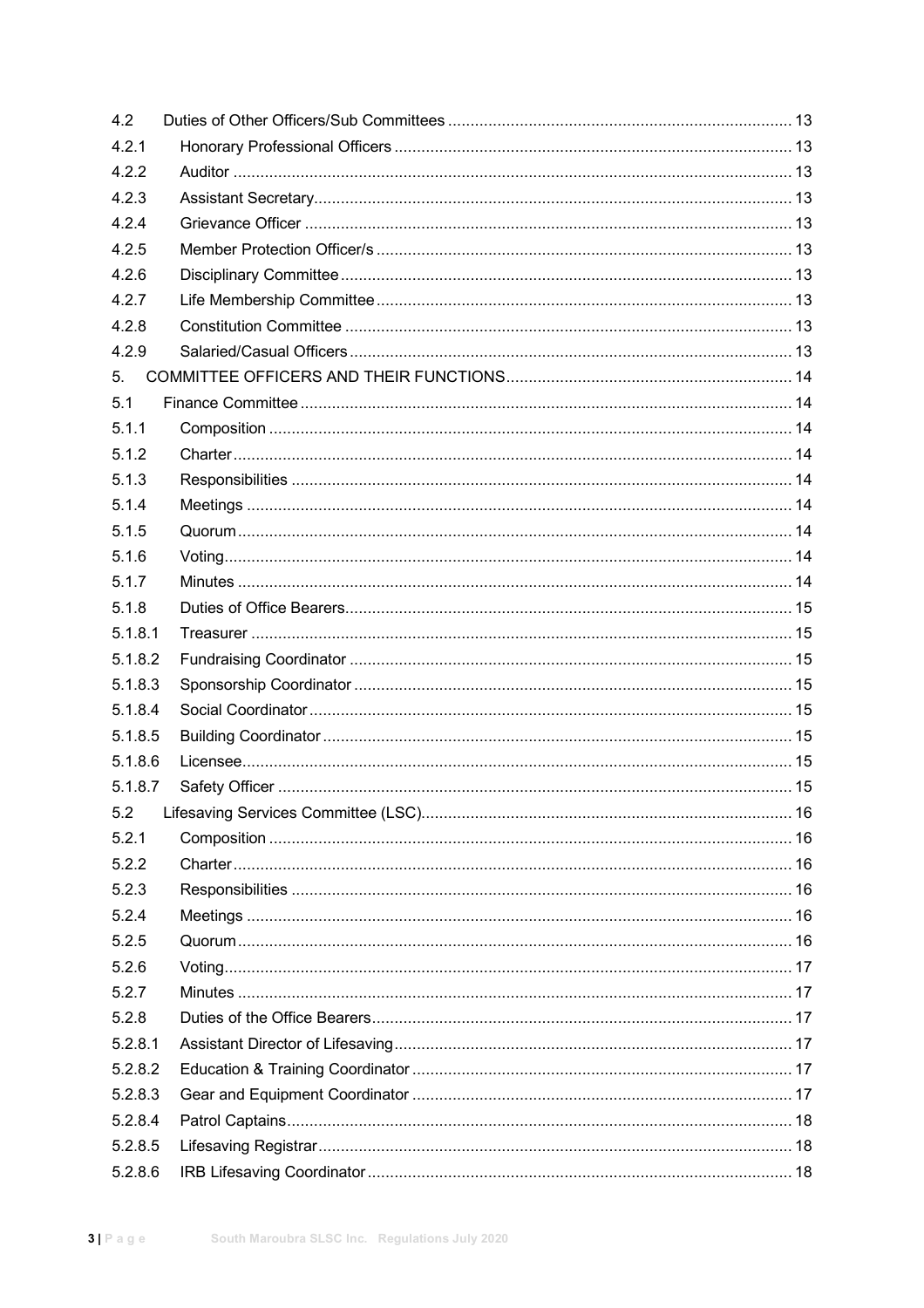| | | |
|---|---|---|
| 4.2 | Duties of Other Officers/Sub Committees | 13 |
| 4.2.1 | Honorary Professional Officers | 13 |
| 4.2.2 | Auditor | 13 |
| 4.2.3 | Assistant Secretary | 13 |
| 4.2.4 | Grievance Officer | 13 |
| 4.2.5 | Member Protection Officer/s | 13 |
| 4.2.6 | Disciplinary Committee | 13 |
| 4.2.7 | Life Membership Committee | 13 |
| 4.2.8 | Constitution Committee | 13 |
| 4.2.9 | Salaried/Casual Officers | 13 |
| 5. | COMMITTEE OFFICERS AND THEIR FUNCTIONS | 14 |
| 5.1 | Finance Committee | 14 |
| 5.1.1 | Composition | 14 |
| 5.1.2 | Charter | 14 |
| 5.1.3 | Responsibilities | 14 |
| 5.1.4 | Meetings | 14 |
| 5.1.5 | Quorum | 14 |
| 5.1.6 | Voting | 14 |
| 5.1.7 | Minutes | 14 |
| 5.1.8 | Duties of Office Bearers | 15 |
| 5.1.8.1 | Treasurer | 15 |
| 5.1.8.2 | Fundraising Coordinator | 15 |
| 5.1.8.3 | Sponsorship Coordinator | 15 |
| 5.1.8.4 | Social Coordinator | 15 |
| 5.1.8.5 | Building Coordinator | 15 |
| 5.1.8.6 | Licensee | 15 |
| 5.1.8.7 | Safety Officer | 15 |
| 5.2 | Lifesaving Services Committee (LSC) | 16 |
| 5.2.1 | Composition | 16 |
| 5.2.2 | Charter | 16 |
| 5.2.3 | Responsibilities | 16 |
| 5.2.4 | Meetings | 16 |
| 5.2.5 | Quorum | 16 |
| 5.2.6 | Voting | 17 |
| 5.2.7 | Minutes | 17 |
| 5.2.8 | Duties of the Office Bearers | 17 |
| 5.2.8.1 | Assistant Director of Lifesaving | 17 |
| 5.2.8.2 | Education & Training Coordinator | 17 |
| 5.2.8.3 | Gear and Equipment Coordinator | 17 |
| 5.2.8.4 | Patrol Captains | 18 |
| 5.2.8.5 | Lifesaving Registrar | 18 |
| 5.2.8.6 | IRB Lifesaving Coordinator | 18 |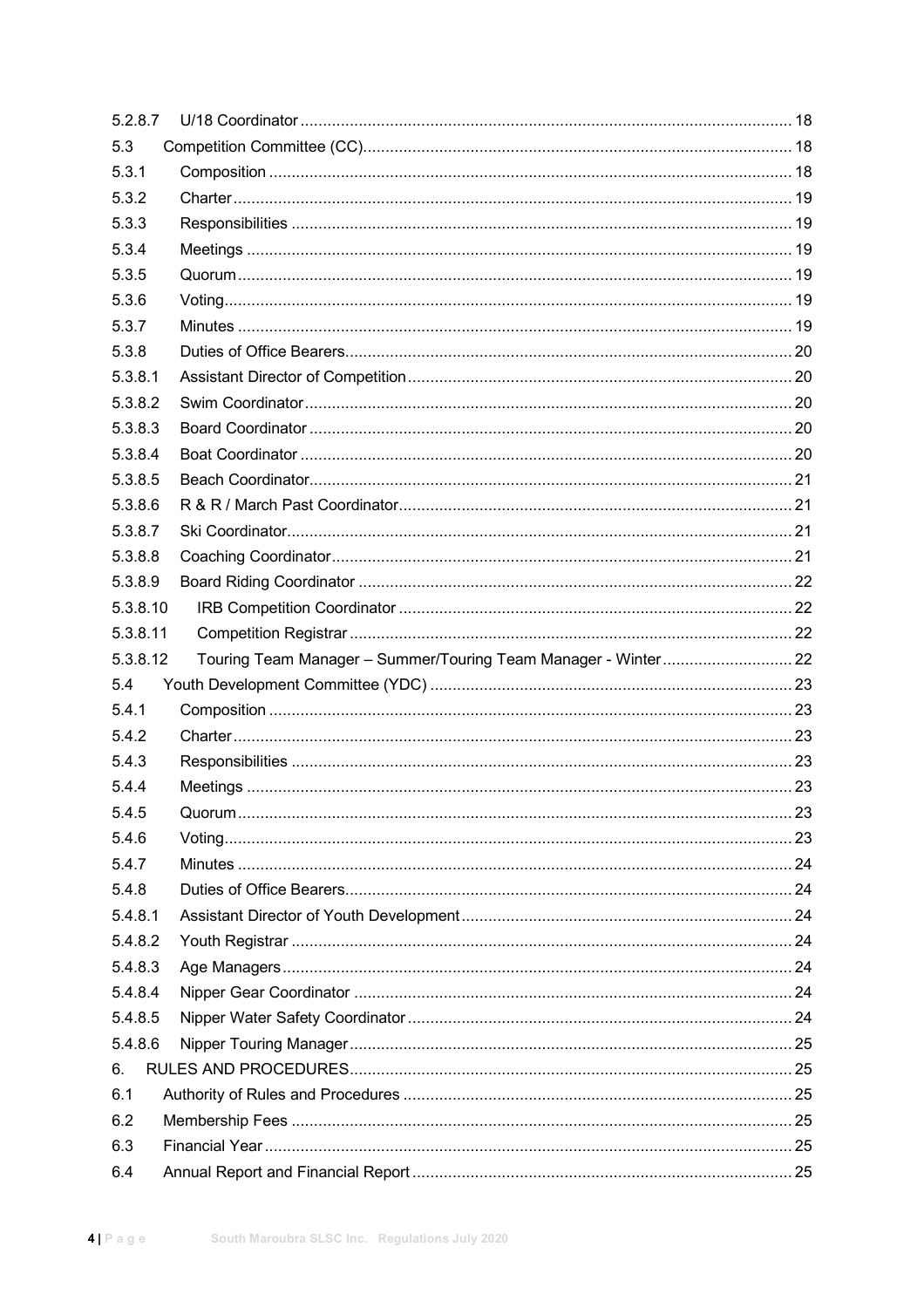| | | |
|---|---|---|
| 5.2.8.7 | U/18 Coordinator | 18 |
| 5.3 | Competition Committee (CC) | 18 |
| 5.3.1 | Composition | 18 |
| 5.3.2 | Charter | 19 |
| 5.3.3 | Responsibilities | 19 |
| 5.3.4 | Meetings | 19 |
| 5.3.5 | Quorum | 19 |
| 5.3.6 | Voting | 19 |
| 5.3.7 | Minutes | 19 |
| 5.3.8 | Duties of Office Bearers | 20 |
| 5.3.8.1 | Assistant Director of Competition | 20 |
| 5.3.8.2 | Swim Coordinator | 20 |
| 5.3.8.3 | Board Coordinator | 20 |
| 5.3.8.4 | Boat Coordinator | 20 |
| 5.3.8.5 | Beach Coordinator | 21 |
| 5.3.8.6 | R & R / March Past Coordinator | 21 |
| 5.3.8.7 | Ski Coordinator | 21 |
| 5.3.8.8 | Coaching Coordinator | 21 |
| 5.3.8.9 | Board Riding Coordinator | 22 |
| 5.3.8.10 | IRB Competition Coordinator | 22 |
| 5.3.8.11 | Competition Registrar | 22 |
| 5.3.8.12 | Touring Team Manager – Summer/Touring Team Manager - Winter | 22 |
| 5.4 | Youth Development Committee (YDC) | 23 |
| 5.4.1 | Composition | 23 |
| 5.4.2 | Charter | 23 |
| 5.4.3 | Responsibilities | 23 |
| 5.4.4 | Meetings | 23 |
| 5.4.5 | Quorum | 23 |
| 5.4.6 | Voting | 23 |
| 5.4.7 | Minutes | 24 |
| 5.4.8 | Duties of Office Bearers | 24 |
| 5.4.8.1 | Assistant Director of Youth Development | 24 |
| 5.4.8.2 | Youth Registrar | 24 |
| 5.4.8.3 | Age Managers | 24 |
| 5.4.8.4 | Nipper Gear Coordinator | 24 |
| 5.4.8.5 | Nipper Water Safety Coordinator | 24 |
| 5.4.8.6 | Nipper Touring Manager | 25 |
| 6. | RULES AND PROCEDURES | 25 |
| 6.1 | Authority of Rules and Procedures | 25 |
| 6.2 | Membership Fees | 25 |
| 6.3 | Financial Year | 25 |
| 6.4 | Annual Report and Financial Report | 25 |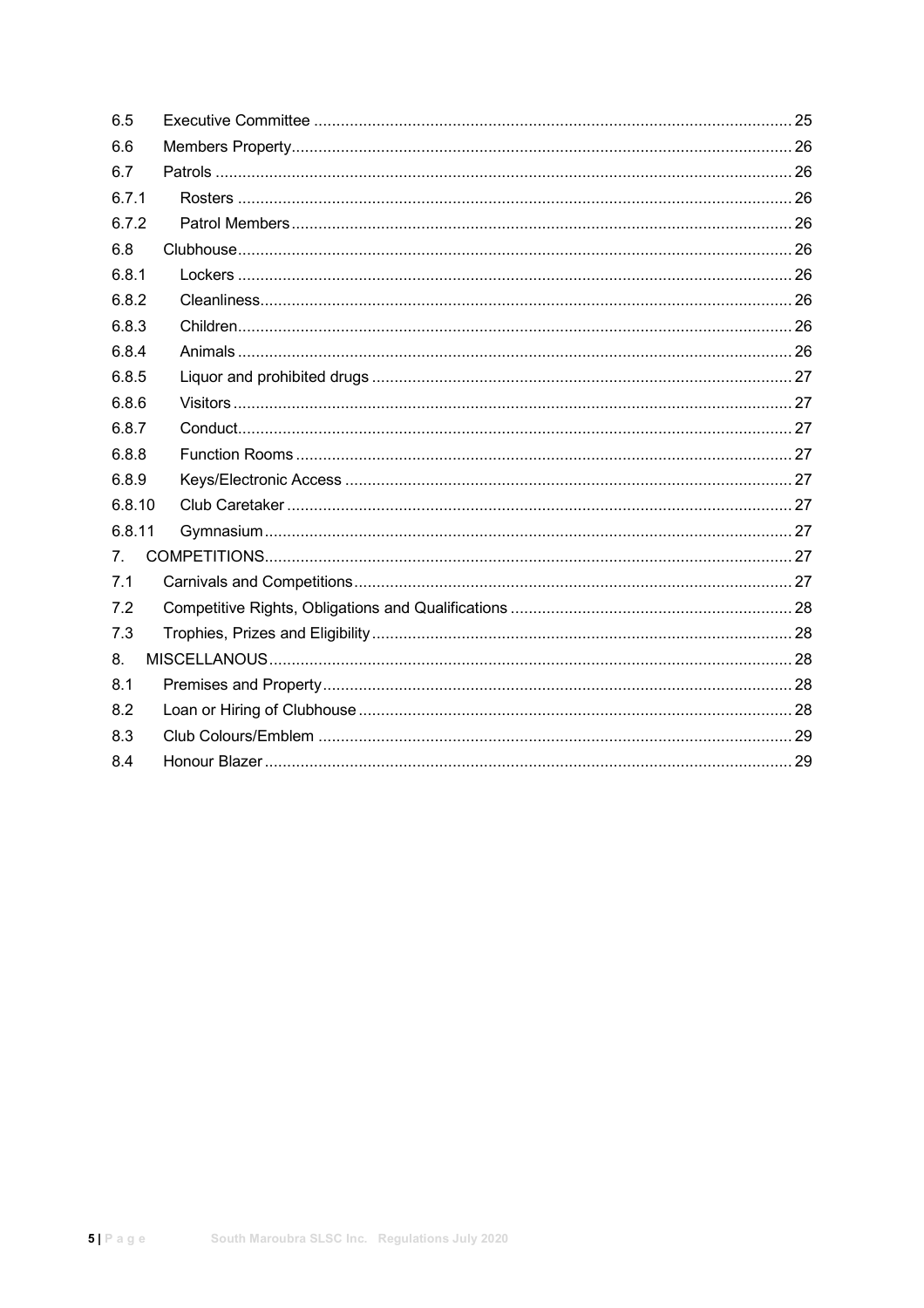| | | |
|---|---|---|
| 6.5 | Executive Committee | 25 |
| 6.6 | Members Property | 26 |
| 6.7 | Patrols | 26 |
| 6.7.1 | Rosters | 26 |
| 6.7.2 | Patrol Members | 26 |
| 6.8 | Clubhouse | 26 |
| 6.8.1 | Lockers | 26 |
| 6.8.2 | Cleanliness | 26 |
| 6.8.3 | Children | 26 |
| 6.8.4 | Animals | 26 |
| 6.8.5 | Liquor and prohibited drugs | 27 |
| 6.8.6 | Visitors | 27 |
| 6.8.7 | Conduct | 27 |
| 6.8.8 | Function Rooms | 27 |
| 6.8.9 | Keys/Electronic Access | 27 |
| 6.8.10 | Club Caretaker | 27 |
| 6.8.11 | Gymnasium | 27 |
| 7. | COMPETITIONS | 27 |
| 7.1 | Carnivals and Competitions | 27 |
| 7.2 | Competitive Rights, Obligations and Qualifications | 28 |
| 7.3 | Trophies, Prizes and Eligibility | 28 |
| 8. | MISCELLANOUS | 28 |
| 8.1 | Premises and Property | 28 |
| 8.2 | Loan or Hiring of Clubhouse | 28 |
| 8.3 | Club Colours/Emblem | 29 |
| 8.4 | Honour Blazer | 29 |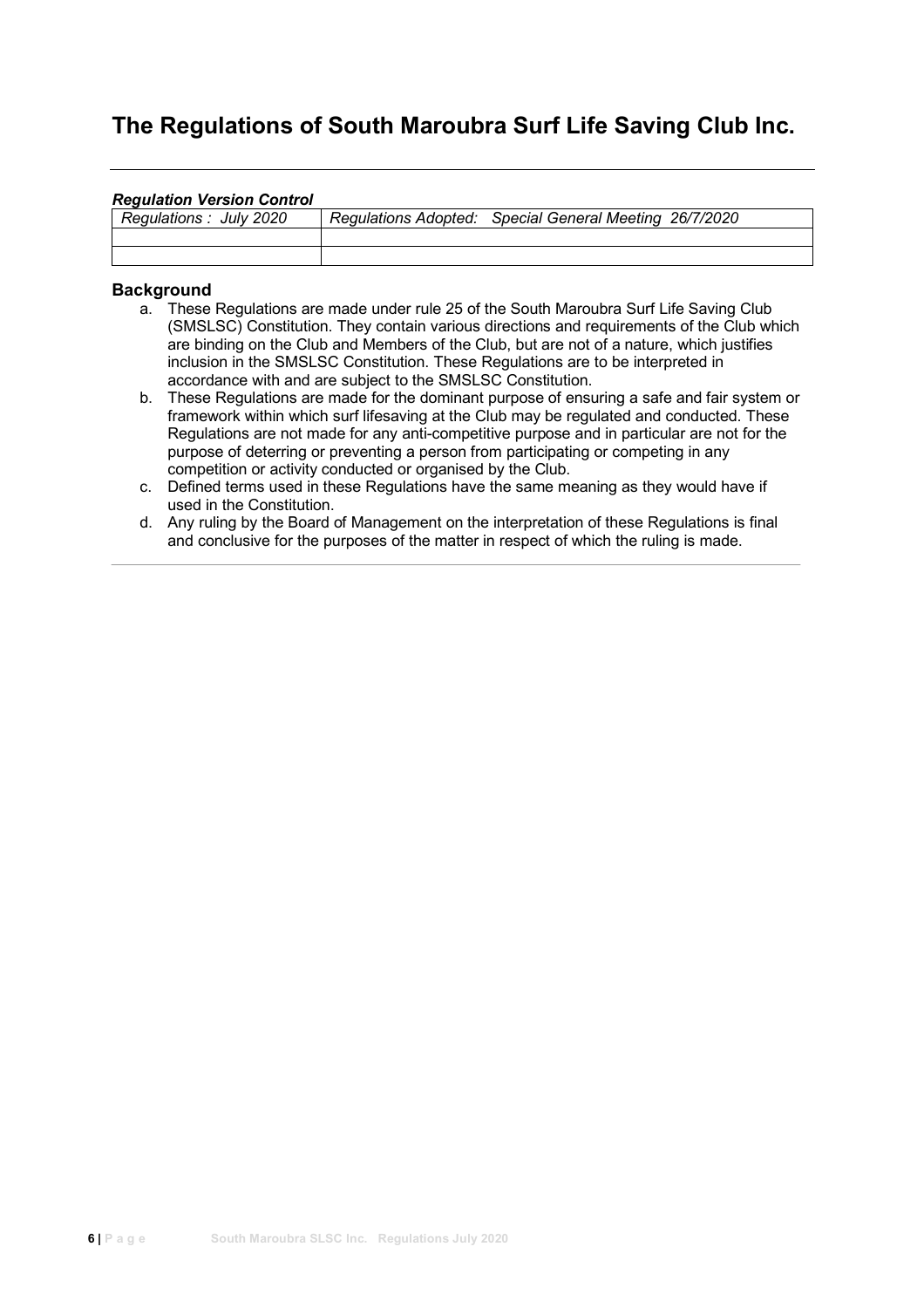# The Regulations of South Maroubra Surf Life Saving Club Inc.

***Regulation Version Control***

| *Regulations : July 2020* | *Regulations Adopted: Special General Meeting 26/7/2020* |
|---|---|
| | |
| | |

## Background

a. These Regulations are made under rule 25 of the South Maroubra Surf Life Saving Club (SMSLSC) Constitution. They contain various directions and requirements of the Club which are binding on the Club and Members of the Club, but are not of a nature, which justifies inclusion in the SMSLSC Constitution. These Regulations are to be interpreted in accordance with and are subject to the SMSLSC Constitution.

b. These Regulations are made for the dominant purpose of ensuring a safe and fair system or framework within which surf lifesaving at the Club may be regulated and conducted. These Regulations are not made for any anti-competitive purpose and in particular are not for the purpose of deterring or preventing a person from participating or competing in any competition or activity conducted or organised by the Club.

c. Defined terms used in these Regulations have the same meaning as they would have if used in the Constitution.

d. Any ruling by the Board of Management on the interpretation of these Regulations is final and conclusive for the purposes of the matter in respect of which the ruling is made.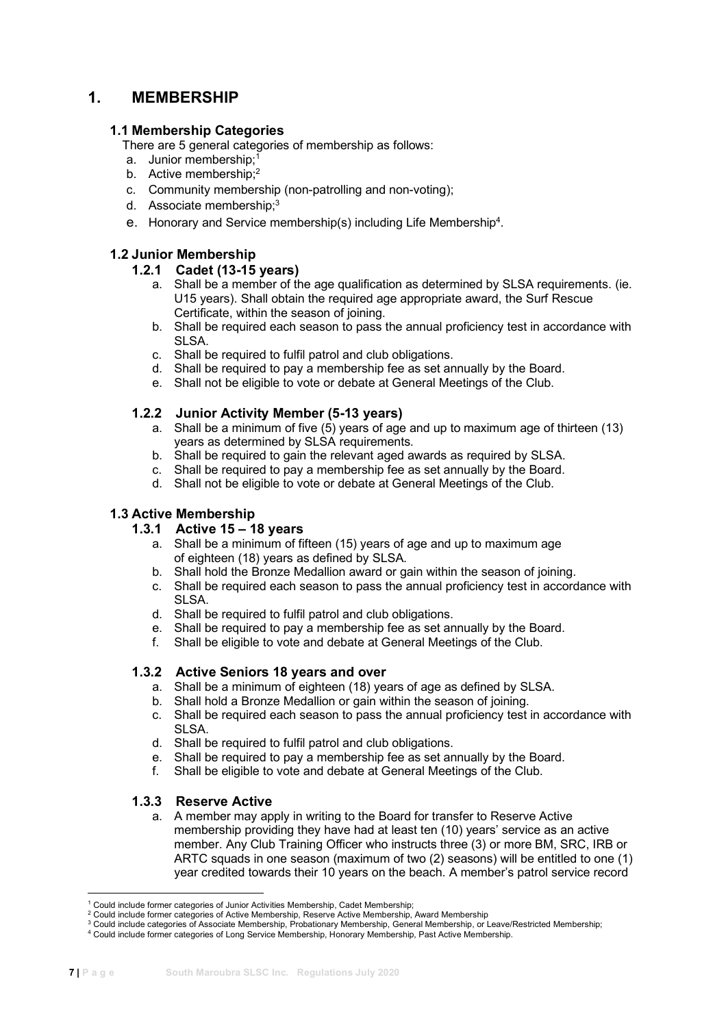# 1. MEMBERSHIP

## 1.1 Membership Categories

There are 5 general categories of membership as follows:

a. Junior membership;[1]
b. Active membership;[2]
c. Community membership (non-patrolling and non-voting);
d. Associate membership;[3]
e. Honorary and Service membership(s) including Life Membership[4].

## 1.2 Junior Membership

### 1.2.1 Cadet (13-15 years)

a. Shall be a member of the age qualification as determined by SLSA requirements. (ie. U15 years). Shall obtain the required age appropriate award, the Surf Rescue Certificate, within the season of joining.
b. Shall be required each season to pass the annual proficiency test in accordance with SLSA.
c. Shall be required to fulfil patrol and club obligations.
d. Shall be required to pay a membership fee as set annually by the Board.
e. Shall not be eligible to vote or debate at General Meetings of the Club.

### 1.2.2 Junior Activity Member (5-13 years)

a. Shall be a minimum of five (5) years of age and up to maximum age of thirteen (13) years as determined by SLSA requirements.
b. Shall be required to gain the relevant aged awards as required by SLSA.
c. Shall be required to pay a membership fee as set annually by the Board.
d. Shall not be eligible to vote or debate at General Meetings of the Club.

## 1.3 Active Membership

### 1.3.1 Active 15 – 18 years

a. Shall be a minimum of fifteen (15) years of age and up to maximum age of eighteen (18) years as defined by SLSA.
b. Shall hold the Bronze Medallion award or gain within the season of joining.
c. Shall be required each season to pass the annual proficiency test in accordance with SLSA.
d. Shall be required to fulfil patrol and club obligations.
e. Shall be required to pay a membership fee as set annually by the Board.
f. Shall be eligible to vote and debate at General Meetings of the Club.

### 1.3.2 Active Seniors 18 years and over

a. Shall be a minimum of eighteen (18) years of age as defined by SLSA.
b. Shall hold a Bronze Medallion or gain within the season of joining.
c. Shall be required each season to pass the annual proficiency test in accordance with SLSA.
d. Shall be required to fulfil patrol and club obligations.
e. Shall be required to pay a membership fee as set annually by the Board.
f. Shall be eligible to vote and debate at General Meetings of the Club.

### 1.3.3 Reserve Active

a. A member may apply in writing to the Board for transfer to Reserve Active membership providing they have had at least ten (10) years' service as an active member. Any Club Training Officer who instructs three (3) or more BM, SRC, IRB or ARTC squads in one season (maximum of two (2) seasons) will be entitled to one (1) year credited towards their 10 years on the beach. A member's patrol service record

---

[1] Could include former categories of Junior Activities Membership, Cadet Membership;
[2] Could include former categories of Active Membership, Reserve Active Membership, Award Membership
[3] Could include categories of Associate Membership, Probationary Membership, General Membership, or Leave/Restricted Membership;
[4] Could include former categories of Long Service Membership, Honorary Membership, Past Active Membership.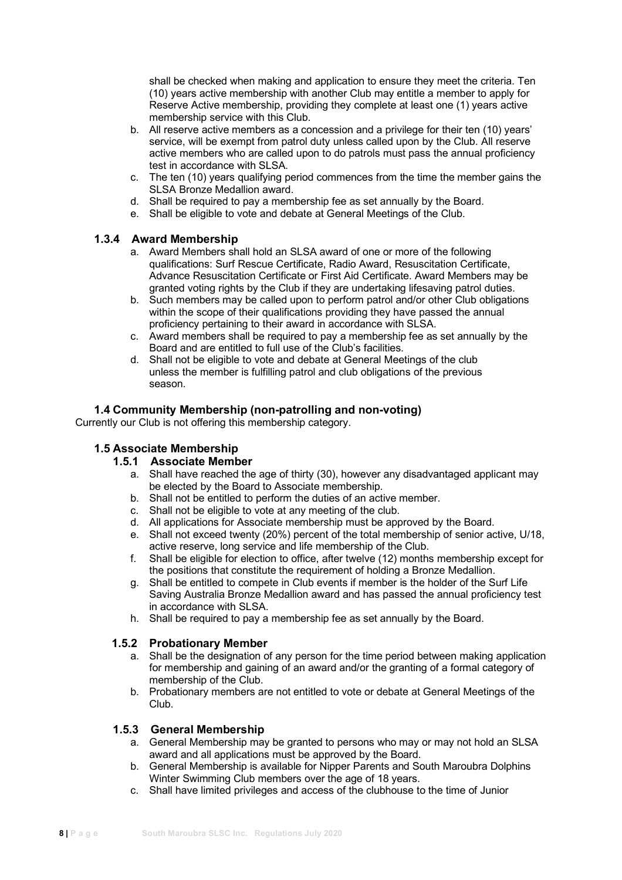shall be checked when making and application to ensure they meet the criteria. Ten (10) years active membership with another Club may entitle a member to apply for Reserve Active membership, providing they complete at least one (1) years active membership service with this Club.

b. All reserve active members as a concession and a privilege for their ten (10) years' service, will be exempt from patrol duty unless called upon by the Club. All reserve active members who are called upon to do patrols must pass the annual proficiency test in accordance with SLSA.
c. The ten (10) years qualifying period commences from the time the member gains the SLSA Bronze Medallion award.
d. Shall be required to pay a membership fee as set annually by the Board.
e. Shall be eligible to vote and debate at General Meetings of the Club.

#### 1.3.4 Award Membership

a. Award Members shall hold an SLSA award of one or more of the following qualifications: Surf Rescue Certificate, Radio Award, Resuscitation Certificate, Advance Resuscitation Certificate or First Aid Certificate. Award Members may be granted voting rights by the Club if they are undertaking lifesaving patrol duties.
b. Such members may be called upon to perform patrol and/or other Club obligations within the scope of their qualifications providing they have passed the annual proficiency pertaining to their award in accordance with SLSA.
c. Award members shall be required to pay a membership fee as set annually by the Board and are entitled to full use of the Club's facilities.
d. Shall not be eligible to vote and debate at General Meetings of the club unless the member is fulfilling patrol and club obligations of the previous season.

### 1.4 Community Membership (non-patrolling and non-voting)

Currently our Club is not offering this membership category.

### 1.5 Associate Membership

#### 1.5.1 Associate Member

a. Shall have reached the age of thirty (30), however any disadvantaged applicant may be elected by the Board to Associate membership.
b. Shall not be entitled to perform the duties of an active member.
c. Shall not be eligible to vote at any meeting of the club.
d. All applications for Associate membership must be approved by the Board.
e. Shall not exceed twenty (20%) percent of the total membership of senior active, U/18, active reserve, long service and life membership of the Club.
f. Shall be eligible for election to office, after twelve (12) months membership except for the positions that constitute the requirement of holding a Bronze Medallion.
g. Shall be entitled to compete in Club events if member is the holder of the Surf Life Saving Australia Bronze Medallion award and has passed the annual proficiency test in accordance with SLSA.
h. Shall be required to pay a membership fee as set annually by the Board.

#### 1.5.2 Probationary Member

a. Shall be the designation of any person for the time period between making application for membership and gaining of an award and/or the granting of a formal category of membership of the Club.
b. Probationary members are not entitled to vote or debate at General Meetings of the Club.

#### 1.5.3 General Membership

a. General Membership may be granted to persons who may or may not hold an SLSA award and all applications must be approved by the Board.
b. General Membership is available for Nipper Parents and South Maroubra Dolphins Winter Swimming Club members over the age of 18 years.
c. Shall have limited privileges and access of the clubhouse to the time of Junior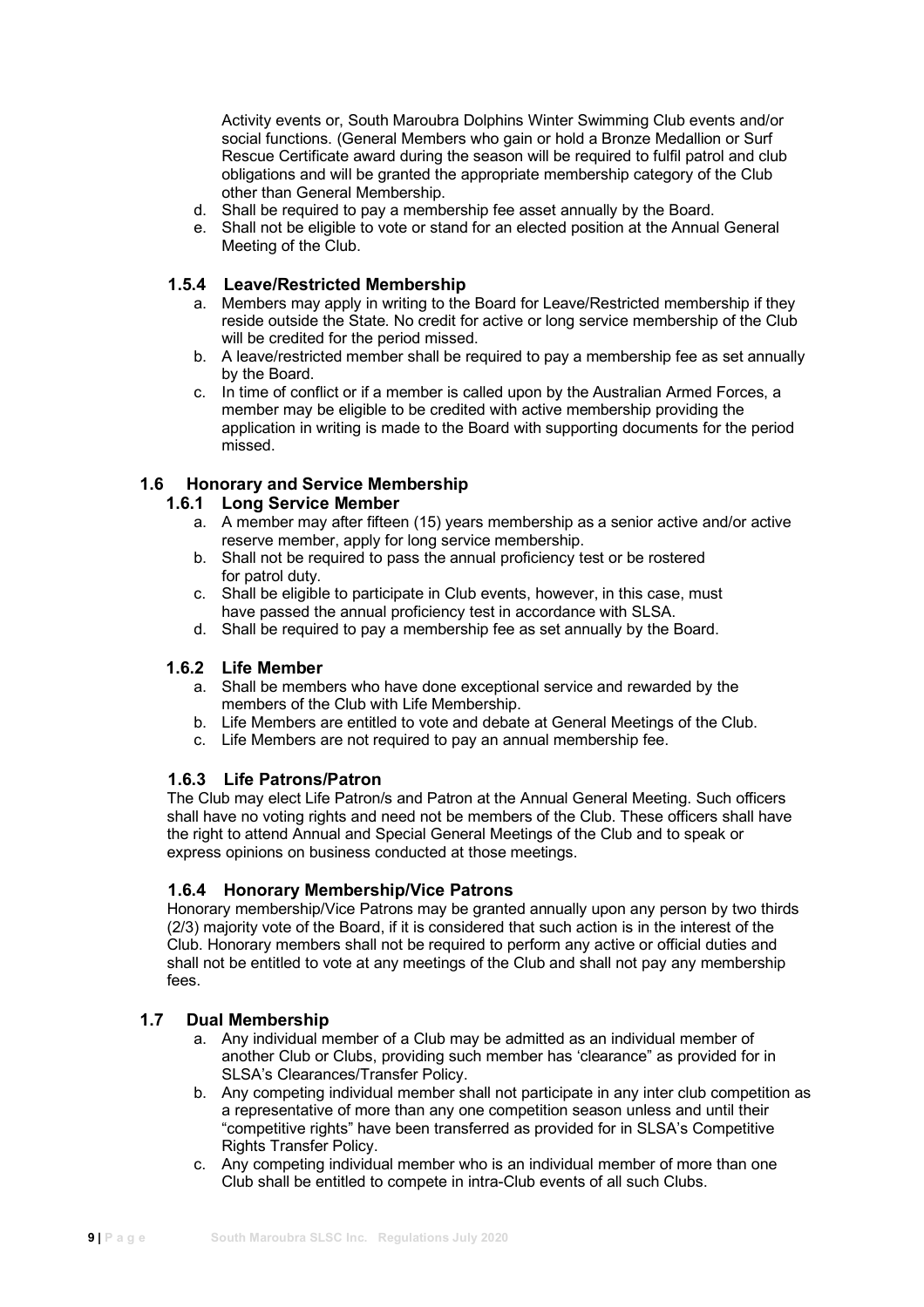Activity events or, South Maroubra Dolphins Winter Swimming Club events and/or social functions. (General Members who gain or hold a Bronze Medallion or Surf Rescue Certificate award during the season will be required to fulfil patrol and club obligations and will be granted the appropriate membership category of the Club other than General Membership.

d. Shall be required to pay a membership fee asset annually by the Board.
e. Shall not be eligible to vote or stand for an elected position at the Annual General Meeting of the Club.

#### 1.5.4 Leave/Restricted Membership

a. Members may apply in writing to the Board for Leave/Restricted membership if they reside outside the State. No credit for active or long service membership of the Club will be credited for the period missed.
b. A leave/restricted member shall be required to pay a membership fee as set annually by the Board.
c. In time of conflict or if a member is called upon by the Australian Armed Forces, a member may be eligible to be credited with active membership providing the application in writing is made to the Board with supporting documents for the period missed.

### 1.6 Honorary and Service Membership

#### 1.6.1 Long Service Member

a. A member may after fifteen (15) years membership as a senior active and/or active reserve member, apply for long service membership.
b. Shall not be required to pass the annual proficiency test or be rostered for patrol duty.
c. Shall be eligible to participate in Club events, however, in this case, must have passed the annual proficiency test in accordance with SLSA.
d. Shall be required to pay a membership fee as set annually by the Board.

#### 1.6.2 Life Member

a. Shall be members who have done exceptional service and rewarded by the members of the Club with Life Membership.
b. Life Members are entitled to vote and debate at General Meetings of the Club.
c. Life Members are not required to pay an annual membership fee.

#### 1.6.3 Life Patrons/Patron

The Club may elect Life Patron/s and Patron at the Annual General Meeting. Such officers shall have no voting rights and need not be members of the Club. These officers shall have the right to attend Annual and Special General Meetings of the Club and to speak or express opinions on business conducted at those meetings.

#### 1.6.4 Honorary Membership/Vice Patrons

Honorary membership/Vice Patrons may be granted annually upon any person by two thirds (2/3) majority vote of the Board, if it is considered that such action is in the interest of the Club. Honorary members shall not be required to perform any active or official duties and shall not be entitled to vote at any meetings of the Club and shall not pay any membership fees.

### 1.7 Dual Membership

a. Any individual member of a Club may be admitted as an individual member of another Club or Clubs, providing such member has 'clearance" as provided for in SLSA's Clearances/Transfer Policy.
b. Any competing individual member shall not participate in any inter club competition as a representative of more than any one competition season unless and until their "competitive rights" have been transferred as provided for in SLSA's Competitive Rights Transfer Policy.
c. Any competing individual member who is an individual member of more than one Club shall be entitled to compete in intra-Club events of all such Clubs.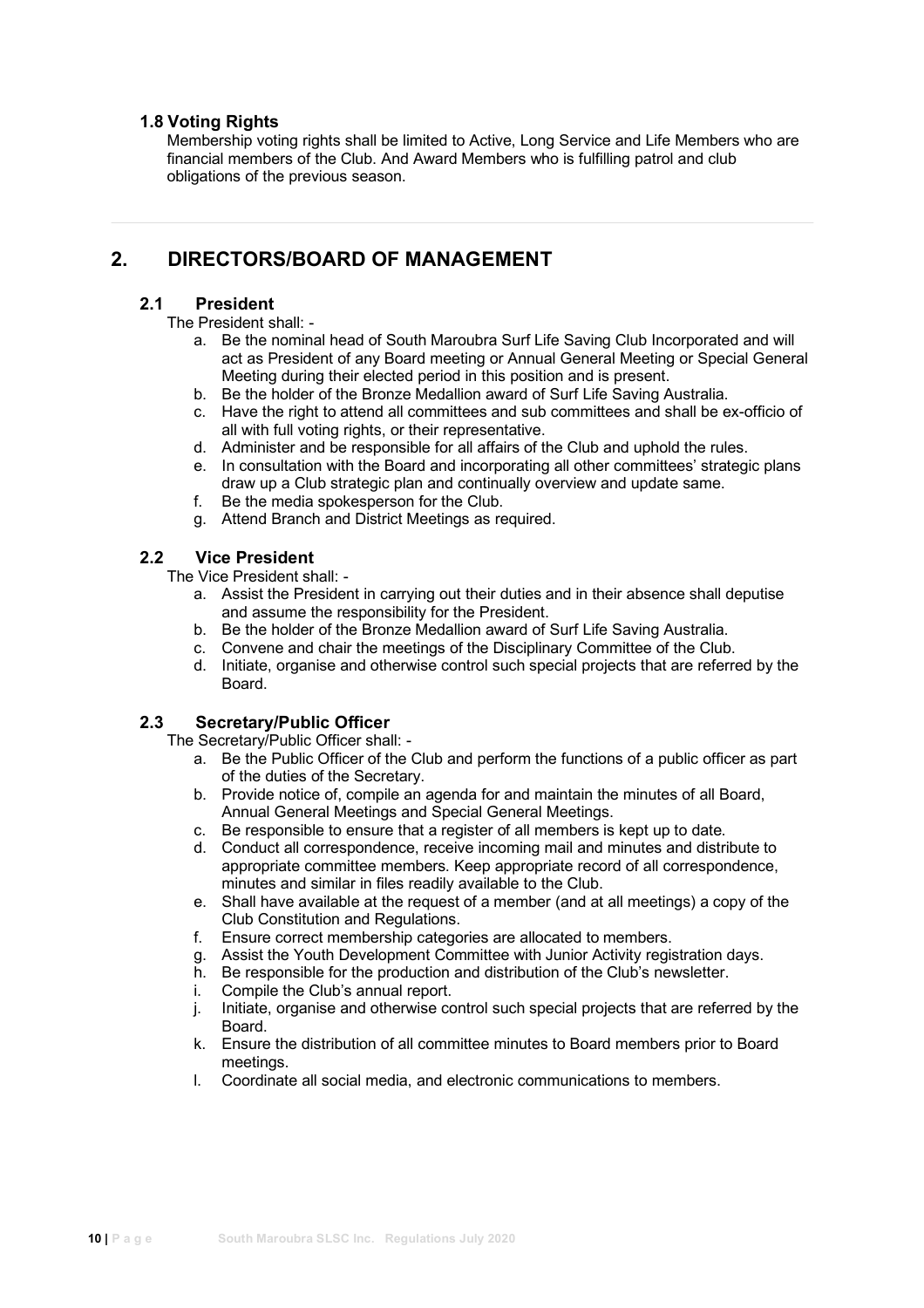### 1.8 Voting Rights

Membership voting rights shall be limited to Active, Long Service and Life Members who are financial members of the Club. And Award Members who is fulfilling patrol and club obligations of the previous season.

---

## 2. DIRECTORS/BOARD OF MANAGEMENT

### 2.1 President

The President shall: -

a. Be the nominal head of South Maroubra Surf Life Saving Club Incorporated and will act as President of any Board meeting or Annual General Meeting or Special General Meeting during their elected period in this position and is present.
b. Be the holder of the Bronze Medallion award of Surf Life Saving Australia.
c. Have the right to attend all committees and sub committees and shall be ex-officio of all with full voting rights, or their representative.
d. Administer and be responsible for all affairs of the Club and uphold the rules.
e. In consultation with the Board and incorporating all other committees' strategic plans draw up a Club strategic plan and continually overview and update same.
f. Be the media spokesperson for the Club.
g. Attend Branch and District Meetings as required.

### 2.2 Vice President

The Vice President shall: -

a. Assist the President in carrying out their duties and in their absence shall deputise and assume the responsibility for the President.
b. Be the holder of the Bronze Medallion award of Surf Life Saving Australia.
c. Convene and chair the meetings of the Disciplinary Committee of the Club.
d. Initiate, organise and otherwise control such special projects that are referred by the Board.

### 2.3 Secretary/Public Officer

The Secretary/Public Officer shall: -

a. Be the Public Officer of the Club and perform the functions of a public officer as part of the duties of the Secretary.
b. Provide notice of, compile an agenda for and maintain the minutes of all Board, Annual General Meetings and Special General Meetings.
c. Be responsible to ensure that a register of all members is kept up to date.
d. Conduct all correspondence, receive incoming mail and minutes and distribute to appropriate committee members. Keep appropriate record of all correspondence, minutes and similar in files readily available to the Club.
e. Shall have available at the request of a member (and at all meetings) a copy of the Club Constitution and Regulations.
f. Ensure correct membership categories are allocated to members.
g. Assist the Youth Development Committee with Junior Activity registration days.
h. Be responsible for the production and distribution of the Club's newsletter.
i. Compile the Club's annual report.
j. Initiate, organise and otherwise control such special projects that are referred by the Board.
k. Ensure the distribution of all committee minutes to Board members prior to Board meetings.
l. Coordinate all social media, and electronic communications to members.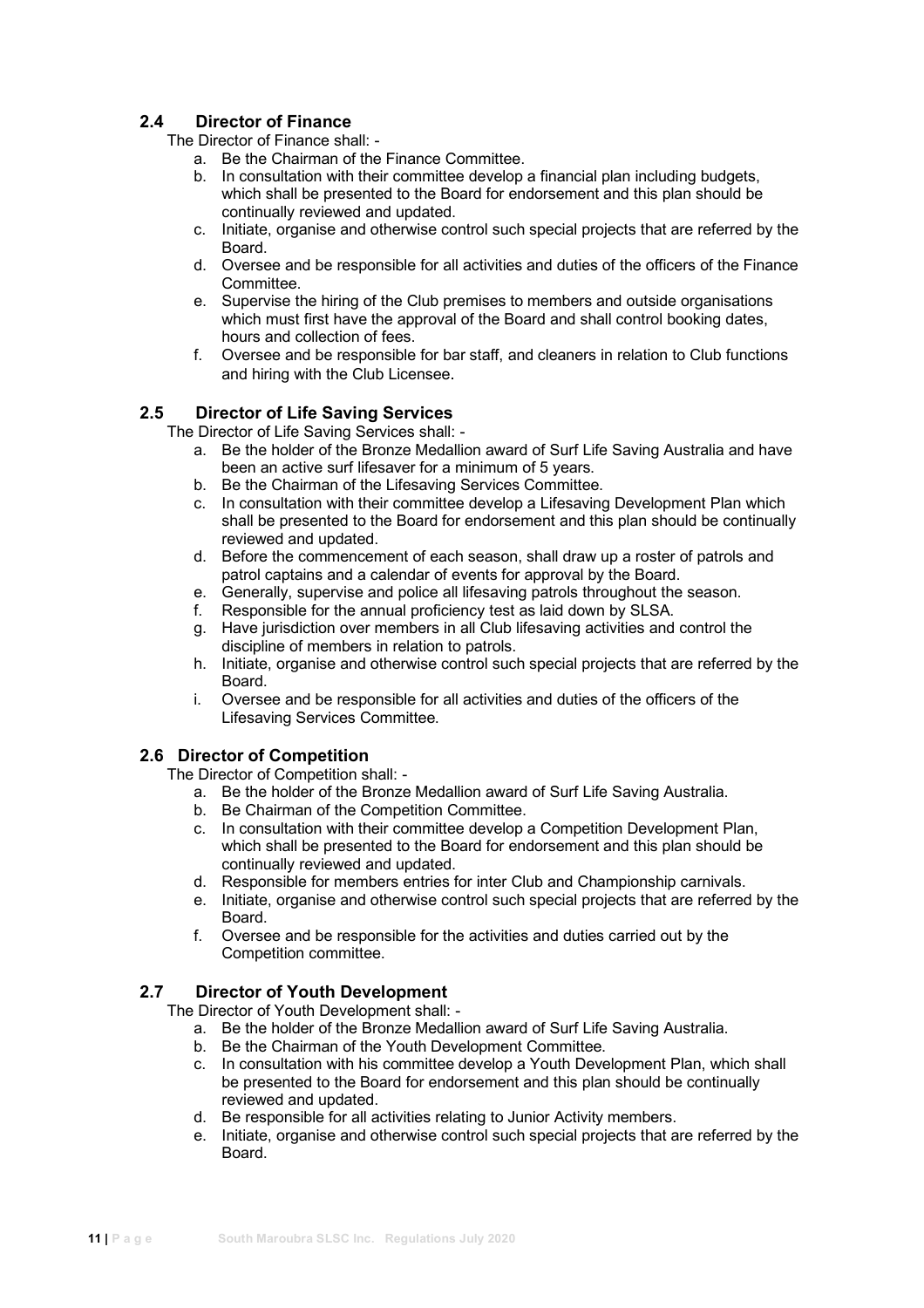### 2.4 Director of Finance

The Director of Finance shall: -

a. Be the Chairman of the Finance Committee.
b. In consultation with their committee develop a financial plan including budgets, which shall be presented to the Board for endorsement and this plan should be continually reviewed and updated.
c. Initiate, organise and otherwise control such special projects that are referred by the Board.
d. Oversee and be responsible for all activities and duties of the officers of the Finance Committee.
e. Supervise the hiring of the Club premises to members and outside organisations which must first have the approval of the Board and shall control booking dates, hours and collection of fees.
f. Oversee and be responsible for bar staff, and cleaners in relation to Club functions and hiring with the Club Licensee.

### 2.5 Director of Life Saving Services

The Director of Life Saving Services shall: -

a. Be the holder of the Bronze Medallion award of Surf Life Saving Australia and have been an active surf lifesaver for a minimum of 5 years.
b. Be the Chairman of the Lifesaving Services Committee.
c. In consultation with their committee develop a Lifesaving Development Plan which shall be presented to the Board for endorsement and this plan should be continually reviewed and updated.
d. Before the commencement of each season, shall draw up a roster of patrols and patrol captains and a calendar of events for approval by the Board.
e. Generally, supervise and police all lifesaving patrols throughout the season.
f. Responsible for the annual proficiency test as laid down by SLSA.
g. Have jurisdiction over members in all Club lifesaving activities and control the discipline of members in relation to patrols.
h. Initiate, organise and otherwise control such special projects that are referred by the Board.
i. Oversee and be responsible for all activities and duties of the officers of the Lifesaving Services Committee.

### 2.6 Director of Competition

The Director of Competition shall: -

a. Be the holder of the Bronze Medallion award of Surf Life Saving Australia.
b. Be Chairman of the Competition Committee.
c. In consultation with their committee develop a Competition Development Plan, which shall be presented to the Board for endorsement and this plan should be continually reviewed and updated.
d. Responsible for members entries for inter Club and Championship carnivals.
e. Initiate, organise and otherwise control such special projects that are referred by the Board.
f. Oversee and be responsible for the activities and duties carried out by the Competition committee.

### 2.7 Director of Youth Development

The Director of Youth Development shall: -

a. Be the holder of the Bronze Medallion award of Surf Life Saving Australia.
b. Be the Chairman of the Youth Development Committee.
c. In consultation with his committee develop a Youth Development Plan, which shall be presented to the Board for endorsement and this plan should be continually reviewed and updated.
d. Be responsible for all activities relating to Junior Activity members.
e. Initiate, organise and otherwise control such special projects that are referred by the Board.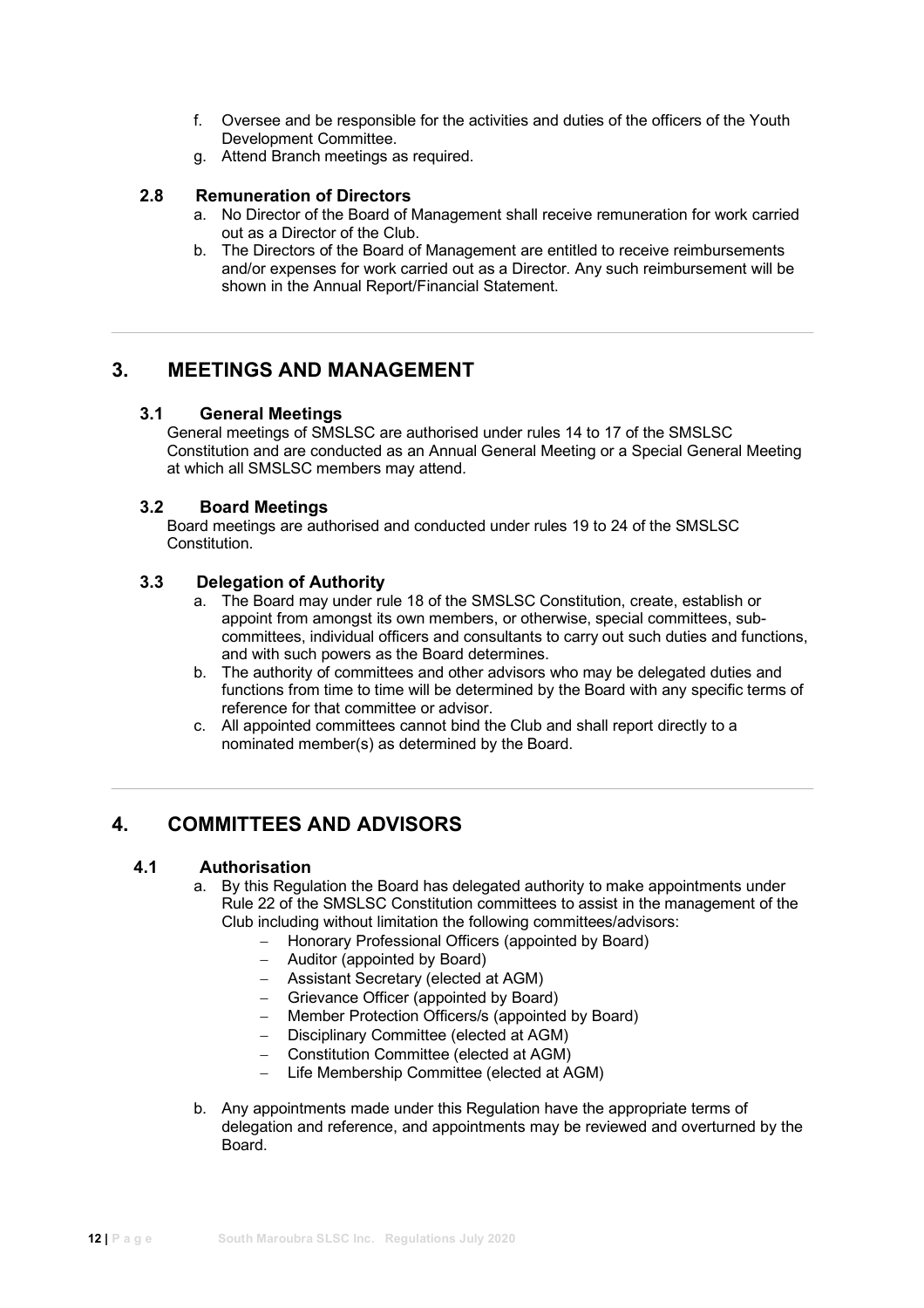f. Oversee and be responsible for the activities and duties of the officers of the Youth Development Committee.
g. Attend Branch meetings as required.

### 2.8 Remuneration of Directors

a. No Director of the Board of Management shall receive remuneration for work carried out as a Director of the Club.
b. The Directors of the Board of Management are entitled to receive reimbursements and/or expenses for work carried out as a Director. Any such reimbursement will be shown in the Annual Report/Financial Statement.

---

## 3. MEETINGS AND MANAGEMENT

### 3.1 General Meetings

General meetings of SMSLSC are authorised under rules 14 to 17 of the SMSLSC Constitution and are conducted as an Annual General Meeting or a Special General Meeting at which all SMSLSC members may attend.

### 3.2 Board Meetings

Board meetings are authorised and conducted under rules 19 to 24 of the SMSLSC Constitution.

### 3.3 Delegation of Authority

a. The Board may under rule 18 of the SMSLSC Constitution, create, establish or appoint from amongst its own members, or otherwise, special committees, sub-committees, individual officers and consultants to carry out such duties and functions, and with such powers as the Board determines.
b. The authority of committees and other advisors who may be delegated duties and functions from time to time will be determined by the Board with any specific terms of reference for that committee or advisor.
c. All appointed committees cannot bind the Club and shall report directly to a nominated member(s) as determined by the Board.

---

## 4. COMMITTEES AND ADVISORS

### 4.1 Authorisation

a. By this Regulation the Board has delegated authority to make appointments under Rule 22 of the SMSLSC Constitution committees to assist in the management of the Club including without limitation the following committees/advisors:
   - Honorary Professional Officers (appointed by Board)
   - Auditor (appointed by Board)
   - Assistant Secretary (elected at AGM)
   - Grievance Officer (appointed by Board)
   - Member Protection Officers/s (appointed by Board)
   - Disciplinary Committee (elected at AGM)
   - Constitution Committee (elected at AGM)
   - Life Membership Committee (elected at AGM)

b. Any appointments made under this Regulation have the appropriate terms of delegation and reference, and appointments may be reviewed and overturned by the Board.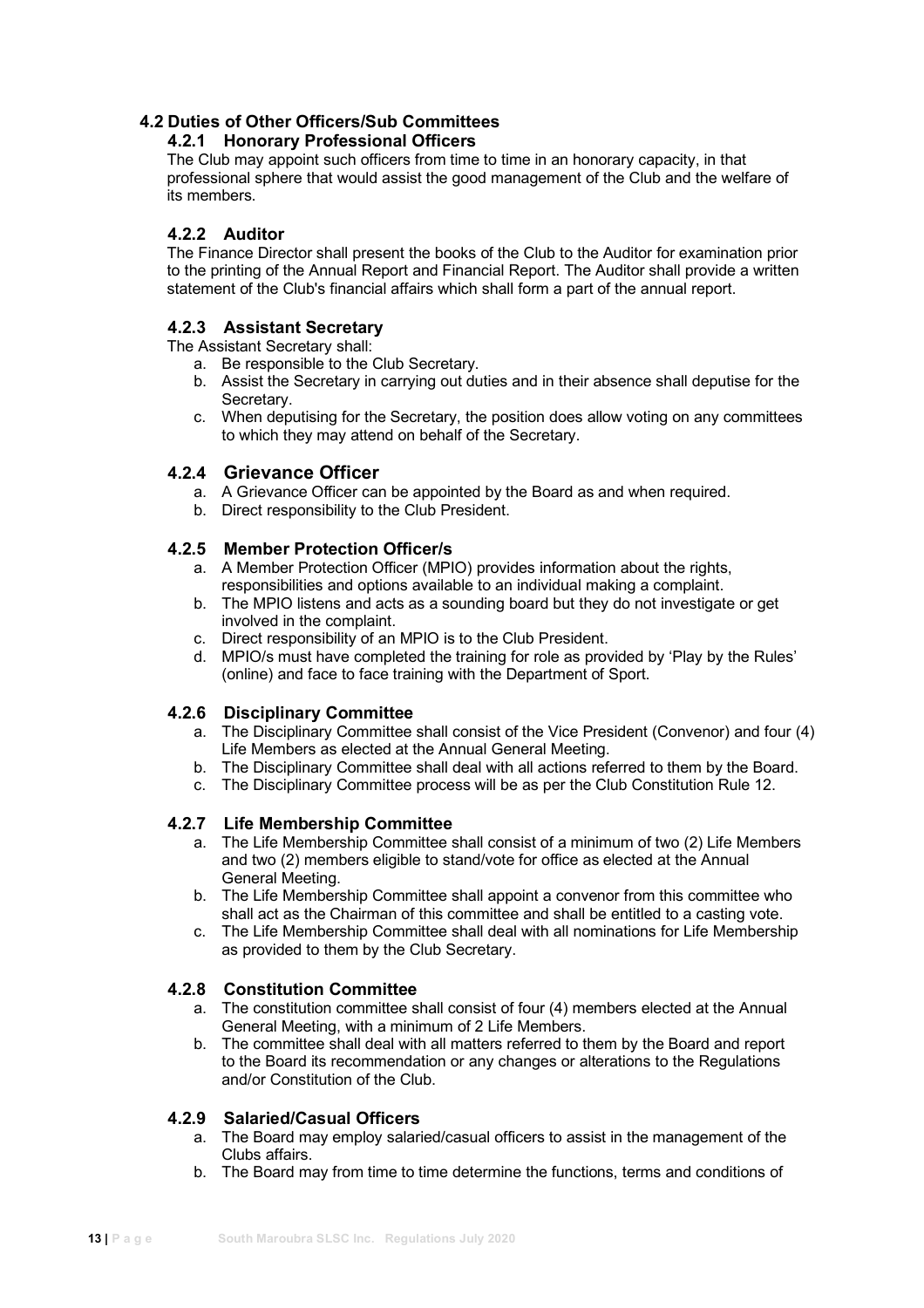## 4.2 Duties of Other Officers/Sub Committees

### 4.2.1 Honorary Professional Officers

The Club may appoint such officers from time to time in an honorary capacity, in that professional sphere that would assist the good management of the Club and the welfare of its members.

### 4.2.2 Auditor

The Finance Director shall present the books of the Club to the Auditor for examination prior to the printing of the Annual Report and Financial Report. The Auditor shall provide a written statement of the Club's financial affairs which shall form a part of the annual report.

### 4.2.3 Assistant Secretary

The Assistant Secretary shall:

a. Be responsible to the Club Secretary.
b. Assist the Secretary in carrying out duties and in their absence shall deputise for the Secretary.
c. When deputising for the Secretary, the position does allow voting on any committees to which they may attend on behalf of the Secretary.

### 4.2.4 Grievance Officer

a. A Grievance Officer can be appointed by the Board as and when required.
b. Direct responsibility to the Club President.

### 4.2.5 Member Protection Officer/s

a. A Member Protection Officer (MPIO) provides information about the rights, responsibilities and options available to an individual making a complaint.
b. The MPIO listens and acts as a sounding board but they do not investigate or get involved in the complaint.
c. Direct responsibility of an MPIO is to the Club President.
d. MPIO/s must have completed the training for role as provided by 'Play by the Rules' (online) and face to face training with the Department of Sport.

### 4.2.6 Disciplinary Committee

a. The Disciplinary Committee shall consist of the Vice President (Convenor) and four (4) Life Members as elected at the Annual General Meeting.
b. The Disciplinary Committee shall deal with all actions referred to them by the Board.
c. The Disciplinary Committee process will be as per the Club Constitution Rule 12.

### 4.2.7 Life Membership Committee

a. The Life Membership Committee shall consist of a minimum of two (2) Life Members and two (2) members eligible to stand/vote for office as elected at the Annual General Meeting.
b. The Life Membership Committee shall appoint a convenor from this committee who shall act as the Chairman of this committee and shall be entitled to a casting vote.
c. The Life Membership Committee shall deal with all nominations for Life Membership as provided to them by the Club Secretary.

### 4.2.8 Constitution Committee

a. The constitution committee shall consist of four (4) members elected at the Annual General Meeting, with a minimum of 2 Life Members.
b. The committee shall deal with all matters referred to them by the Board and report to the Board its recommendation or any changes or alterations to the Regulations and/or Constitution of the Club.

### 4.2.9 Salaried/Casual Officers

a. The Board may employ salaried/casual officers to assist in the management of the Clubs affairs.
b. The Board may from time to time determine the functions, terms and conditions of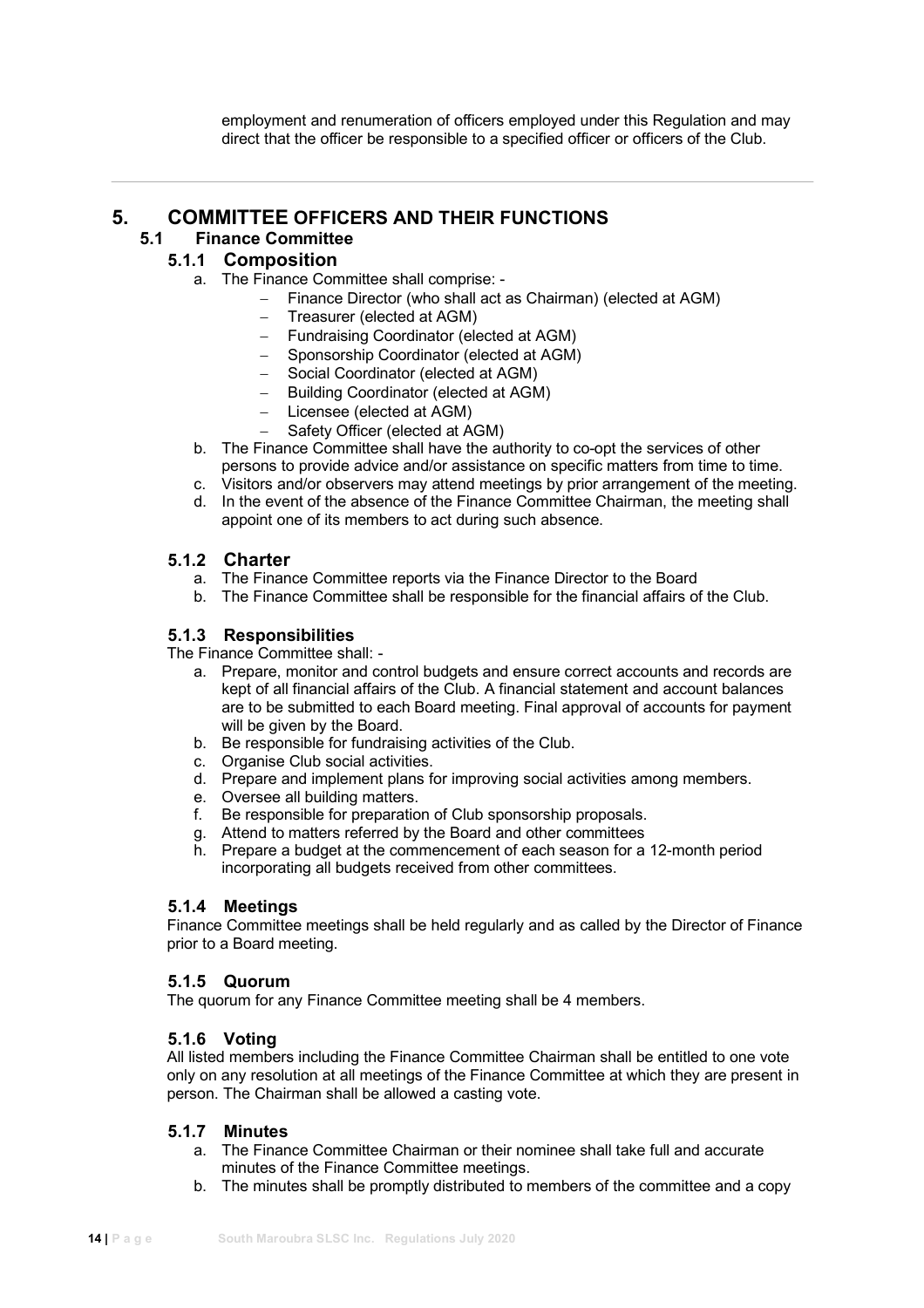employment and renumeration of officers employed under this Regulation and may direct that the officer be responsible to a specified officer or officers of the Club.

---

# 5. COMMITTEE OFFICERS AND THEIR FUNCTIONS

## 5.1 Finance Committee

### 5.1.1 Composition

a. The Finance Committee shall comprise: -
   - Finance Director (who shall act as Chairman) (elected at AGM)
   - Treasurer (elected at AGM)
   - Fundraising Coordinator (elected at AGM)
   - Sponsorship Coordinator (elected at AGM)
   - Social Coordinator (elected at AGM)
   - Building Coordinator (elected at AGM)
   - Licensee (elected at AGM)
   - Safety Officer (elected at AGM)

b. The Finance Committee shall have the authority to co-opt the services of other persons to provide advice and/or assistance on specific matters from time to time.

c. Visitors and/or observers may attend meetings by prior arrangement of the meeting.

d. In the event of the absence of the Finance Committee Chairman, the meeting shall appoint one of its members to act during such absence.

### 5.1.2 Charter

a. The Finance Committee reports via the Finance Director to the Board

b. The Finance Committee shall be responsible for the financial affairs of the Club.

### 5.1.3 Responsibilities

The Finance Committee shall: -

a. Prepare, monitor and control budgets and ensure correct accounts and records are kept of all financial affairs of the Club. A financial statement and account balances are to be submitted to each Board meeting. Final approval of accounts for payment will be given by the Board.

b. Be responsible for fundraising activities of the Club.

c. Organise Club social activities.

d. Prepare and implement plans for improving social activities among members.

e. Oversee all building matters.

f. Be responsible for preparation of Club sponsorship proposals.

g. Attend to matters referred by the Board and other committees

h. Prepare a budget at the commencement of each season for a 12-month period incorporating all budgets received from other committees.

### 5.1.4 Meetings

Finance Committee meetings shall be held regularly and as called by the Director of Finance prior to a Board meeting.

### 5.1.5 Quorum

The quorum for any Finance Committee meeting shall be 4 members.

### 5.1.6 Voting

All listed members including the Finance Committee Chairman shall be entitled to one vote only on any resolution at all meetings of the Finance Committee at which they are present in person. The Chairman shall be allowed a casting vote.

### 5.1.7 Minutes

a. The Finance Committee Chairman or their nominee shall take full and accurate minutes of the Finance Committee meetings.

b. The minutes shall be promptly distributed to members of the committee and a copy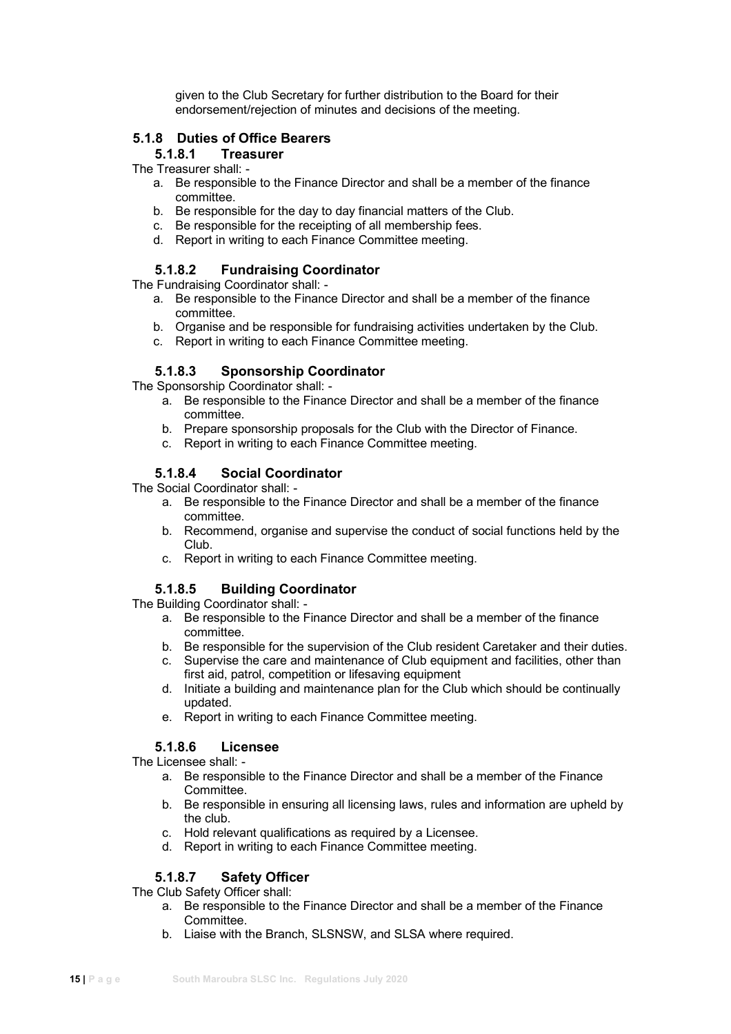given to the Club Secretary for further distribution to the Board for their endorsement/rejection of minutes and decisions of the meeting.

### 5.1.8 Duties of Office Bearers

#### 5.1.8.1 Treasurer

The Treasurer shall: -

a. Be responsible to the Finance Director and shall be a member of the finance committee.
b. Be responsible for the day to day financial matters of the Club.
c. Be responsible for the receipting of all membership fees.
d. Report in writing to each Finance Committee meeting.

#### 5.1.8.2 Fundraising Coordinator

The Fundraising Coordinator shall: -

a. Be responsible to the Finance Director and shall be a member of the finance committee.
b. Organise and be responsible for fundraising activities undertaken by the Club.
c. Report in writing to each Finance Committee meeting.

#### 5.1.8.3 Sponsorship Coordinator

The Sponsorship Coordinator shall: -

a. Be responsible to the Finance Director and shall be a member of the finance committee.
b. Prepare sponsorship proposals for the Club with the Director of Finance.
c. Report in writing to each Finance Committee meeting.

#### 5.1.8.4 Social Coordinator

The Social Coordinator shall: -

a. Be responsible to the Finance Director and shall be a member of the finance committee.
b. Recommend, organise and supervise the conduct of social functions held by the Club.
c. Report in writing to each Finance Committee meeting.

#### 5.1.8.5 Building Coordinator

The Building Coordinator shall: -

a. Be responsible to the Finance Director and shall be a member of the finance committee.
b. Be responsible for the supervision of the Club resident Caretaker and their duties.
c. Supervise the care and maintenance of Club equipment and facilities, other than first aid, patrol, competition or lifesaving equipment
d. Initiate a building and maintenance plan for the Club which should be continually updated.
e. Report in writing to each Finance Committee meeting.

#### 5.1.8.6 Licensee

The Licensee shall: -

a. Be responsible to the Finance Director and shall be a member of the Finance Committee.
b. Be responsible in ensuring all licensing laws, rules and information are upheld by the club.
c. Hold relevant qualifications as required by a Licensee.
d. Report in writing to each Finance Committee meeting.

#### 5.1.8.7 Safety Officer

The Club Safety Officer shall:

a. Be responsible to the Finance Director and shall be a member of the Finance Committee.
b. Liaise with the Branch, SLSNSW, and SLSA where required.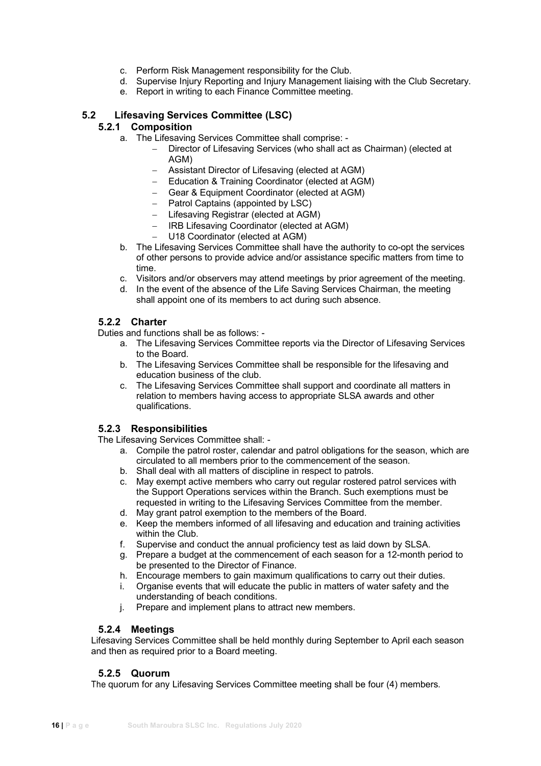c. Perform Risk Management responsibility for the Club.
d. Supervise Injury Reporting and Injury Management liaising with the Club Secretary.
e. Report in writing to each Finance Committee meeting.

## 5.2 Lifesaving Services Committee (LSC)

### 5.2.1 Composition

a. The Lifesaving Services Committee shall comprise: -
   - Director of Lifesaving Services (who shall act as Chairman) (elected at AGM)
   - Assistant Director of Lifesaving (elected at AGM)
   - Education & Training Coordinator (elected at AGM)
   - Gear & Equipment Coordinator (elected at AGM)
   - Patrol Captains (appointed by LSC)
   - Lifesaving Registrar (elected at AGM)
   - IRB Lifesaving Coordinator (elected at AGM)
   - U18 Coordinator (elected at AGM)

b. The Lifesaving Services Committee shall have the authority to co-opt the services of other persons to provide advice and/or assistance specific matters from time to time.
c. Visitors and/or observers may attend meetings by prior agreement of the meeting.
d. In the event of the absence of the Life Saving Services Chairman, the meeting shall appoint one of its members to act during such absence.

### 5.2.2 Charter

Duties and functions shall be as follows: -

a. The Lifesaving Services Committee reports via the Director of Lifesaving Services to the Board.
b. The Lifesaving Services Committee shall be responsible for the lifesaving and education business of the club.
c. The Lifesaving Services Committee shall support and coordinate all matters in relation to members having access to appropriate SLSA awards and other qualifications.

### 5.2.3 Responsibilities

The Lifesaving Services Committee shall: -

a. Compile the patrol roster, calendar and patrol obligations for the season, which are circulated to all members prior to the commencement of the season.
b. Shall deal with all matters of discipline in respect to patrols.
c. May exempt active members who carry out regular rostered patrol services with the Support Operations services within the Branch. Such exemptions must be requested in writing to the Lifesaving Services Committee from the member.
d. May grant patrol exemption to the members of the Board.
e. Keep the members informed of all lifesaving and education and training activities within the Club.
f. Supervise and conduct the annual proficiency test as laid down by SLSA.
g. Prepare a budget at the commencement of each season for a 12-month period to be presented to the Director of Finance.
h. Encourage members to gain maximum qualifications to carry out their duties.
i. Organise events that will educate the public in matters of water safety and the understanding of beach conditions.
j. Prepare and implement plans to attract new members.

### 5.2.4 Meetings

Lifesaving Services Committee shall be held monthly during September to April each season and then as required prior to a Board meeting.

### 5.2.5 Quorum

The quorum for any Lifesaving Services Committee meeting shall be four (4) members.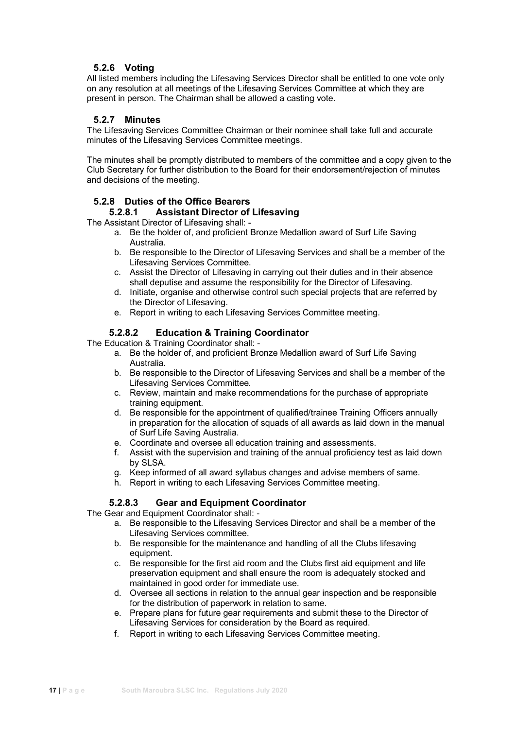### 5.2.6 Voting

All listed members including the Lifesaving Services Director shall be entitled to one vote only on any resolution at all meetings of the Lifesaving Services Committee at which they are present in person. The Chairman shall be allowed a casting vote.

### 5.2.7 Minutes

The Lifesaving Services Committee Chairman or their nominee shall take full and accurate minutes of the Lifesaving Services Committee meetings.

The minutes shall be promptly distributed to members of the committee and a copy given to the Club Secretary for further distribution to the Board for their endorsement/rejection of minutes and decisions of the meeting.

### 5.2.8 Duties of the Office Bearers

#### 5.2.8.1 Assistant Director of Lifesaving

The Assistant Director of Lifesaving shall: -

a. Be the holder of, and proficient Bronze Medallion award of Surf Life Saving Australia.
b. Be responsible to the Director of Lifesaving Services and shall be a member of the Lifesaving Services Committee.
c. Assist the Director of Lifesaving in carrying out their duties and in their absence shall deputise and assume the responsibility for the Director of Lifesaving.
d. Initiate, organise and otherwise control such special projects that are referred by the Director of Lifesaving.
e. Report in writing to each Lifesaving Services Committee meeting.

#### 5.2.8.2 Education & Training Coordinator

The Education & Training Coordinator shall: -

a. Be the holder of, and proficient Bronze Medallion award of Surf Life Saving Australia.
b. Be responsible to the Director of Lifesaving Services and shall be a member of the Lifesaving Services Committee.
c. Review, maintain and make recommendations for the purchase of appropriate training equipment.
d. Be responsible for the appointment of qualified/trainee Training Officers annually in preparation for the allocation of squads of all awards as laid down in the manual of Surf Life Saving Australia.
e. Coordinate and oversee all education training and assessments.
f. Assist with the supervision and training of the annual proficiency test as laid down by SLSA.
g. Keep informed of all award syllabus changes and advise members of same.
h. Report in writing to each Lifesaving Services Committee meeting.

#### 5.2.8.3 Gear and Equipment Coordinator

The Gear and Equipment Coordinator shall: -

a. Be responsible to the Lifesaving Services Director and shall be a member of the Lifesaving Services committee.
b. Be responsible for the maintenance and handling of all the Clubs lifesaving equipment.
c. Be responsible for the first aid room and the Clubs first aid equipment and life preservation equipment and shall ensure the room is adequately stocked and maintained in good order for immediate use.
d. Oversee all sections in relation to the annual gear inspection and be responsible for the distribution of paperwork in relation to same.
e. Prepare plans for future gear requirements and submit these to the Director of Lifesaving Services for consideration by the Board as required.
f. Report in writing to each Lifesaving Services Committee meeting.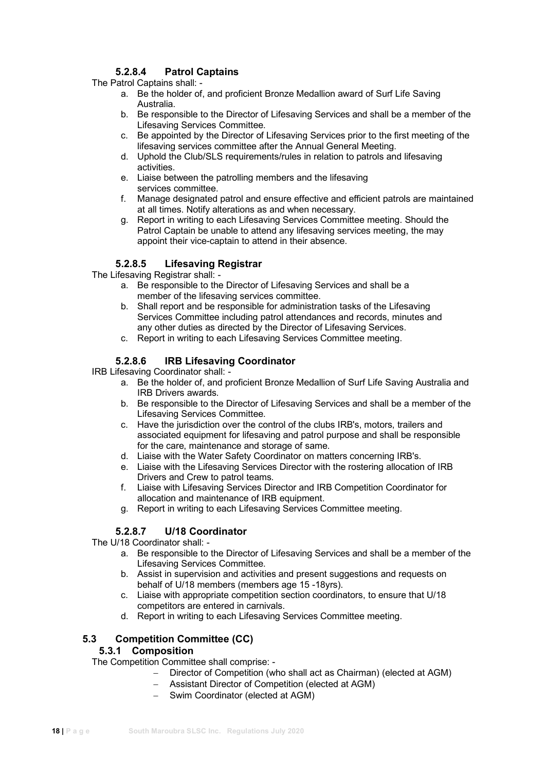#### 5.2.8.4 Patrol Captains

The Patrol Captains shall: -

a. Be the holder of, and proficient Bronze Medallion award of Surf Life Saving Australia.
b. Be responsible to the Director of Lifesaving Services and shall be a member of the Lifesaving Services Committee.
c. Be appointed by the Director of Lifesaving Services prior to the first meeting of the lifesaving services committee after the Annual General Meeting.
d. Uphold the Club/SLS requirements/rules in relation to patrols and lifesaving activities.
e. Liaise between the patrolling members and the lifesaving services committee.
f. Manage designated patrol and ensure effective and efficient patrols are maintained at all times. Notify alterations as and when necessary.
g. Report in writing to each Lifesaving Services Committee meeting. Should the Patrol Captain be unable to attend any lifesaving services meeting, the may appoint their vice-captain to attend in their absence.

#### 5.2.8.5 Lifesaving Registrar

The Lifesaving Registrar shall: -

a. Be responsible to the Director of Lifesaving Services and shall be a member of the lifesaving services committee.
b. Shall report and be responsible for administration tasks of the Lifesaving Services Committee including patrol attendances and records, minutes and any other duties as directed by the Director of Lifesaving Services.
c. Report in writing to each Lifesaving Services Committee meeting.

#### 5.2.8.6 IRB Lifesaving Coordinator

IRB Lifesaving Coordinator shall: -

a. Be the holder of, and proficient Bronze Medallion of Surf Life Saving Australia and IRB Drivers awards.
b. Be responsible to the Director of Lifesaving Services and shall be a member of the Lifesaving Services Committee.
c. Have the jurisdiction over the control of the clubs IRB's, motors, trailers and associated equipment for lifesaving and patrol purpose and shall be responsible for the care, maintenance and storage of same.
d. Liaise with the Water Safety Coordinator on matters concerning IRB's.
e. Liaise with the Lifesaving Services Director with the rostering allocation of IRB Drivers and Crew to patrol teams.
f. Liaise with Lifesaving Services Director and IRB Competition Coordinator for allocation and maintenance of IRB equipment.
g. Report in writing to each Lifesaving Services Committee meeting.

#### 5.2.8.7 U/18 Coordinator

The U/18 Coordinator shall: -

a. Be responsible to the Director of Lifesaving Services and shall be a member of the Lifesaving Services Committee.
b. Assist in supervision and activities and present suggestions and requests on behalf of U/18 members (members age 15 -18yrs).
c. Liaise with appropriate competition section coordinators, to ensure that U/18 competitors are entered in carnivals.
d. Report in writing to each Lifesaving Services Committee meeting.

## 5.3 Competition Committee (CC)

### 5.3.1 Composition

The Competition Committee shall comprise: -

- Director of Competition (who shall act as Chairman) (elected at AGM)
- Assistant Director of Competition (elected at AGM)
- Swim Coordinator (elected at AGM)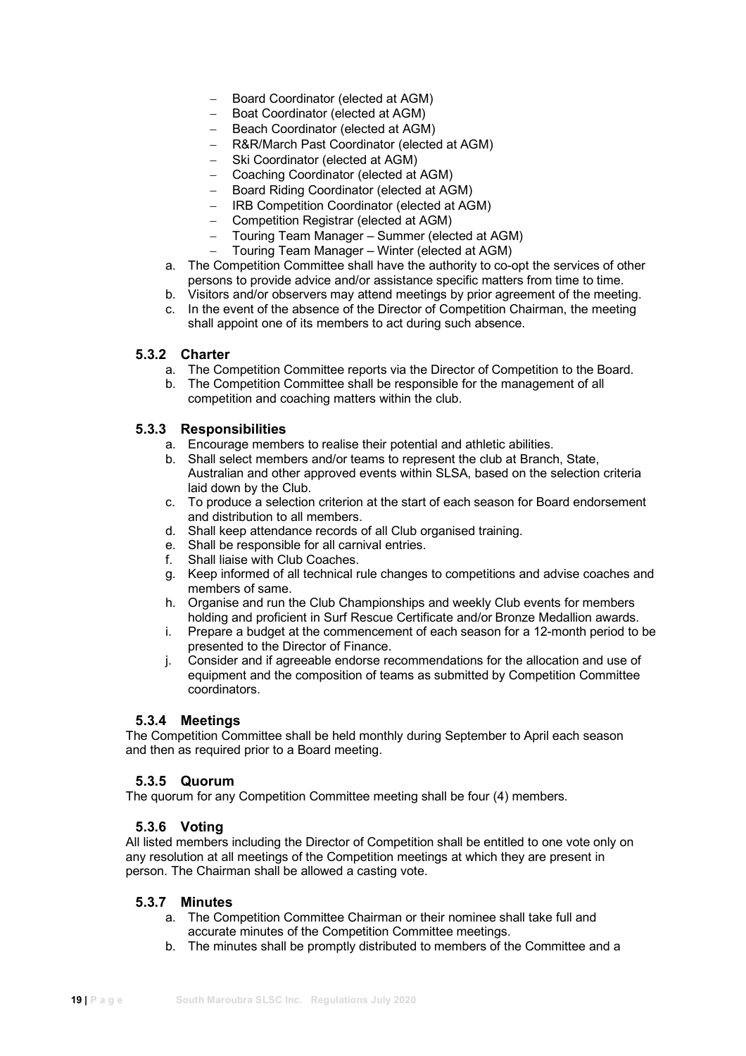- Board Coordinator (elected at AGM)
- Boat Coordinator (elected at AGM)
- Beach Coordinator (elected at AGM)
- R&R/March Past Coordinator (elected at AGM)
- Ski Coordinator (elected at AGM)
- Coaching Coordinator (elected at AGM)
- Board Riding Coordinator (elected at AGM)
- IRB Competition Coordinator (elected at AGM)
- Competition Registrar (elected at AGM)
- Touring Team Manager – Summer (elected at AGM)
- Touring Team Manager – Winter (elected at AGM)

a. The Competition Committee shall have the authority to co-opt the services of other persons to provide advice and/or assistance specific matters from time to time.
b. Visitors and/or observers may attend meetings by prior agreement of the meeting.
c. In the event of the absence of the Director of Competition Chairman, the meeting shall appoint one of its members to act during such absence.

### 5.3.2 Charter

a. The Competition Committee reports via the Director of Competition to the Board.
b. The Competition Committee shall be responsible for the management of all competition and coaching matters within the club.

### 5.3.3 Responsibilities

a. Encourage members to realise their potential and athletic abilities.
b. Shall select members and/or teams to represent the club at Branch, State, Australian and other approved events within SLSA, based on the selection criteria laid down by the Club.
c. To produce a selection criterion at the start of each season for Board endorsement and distribution to all members.
d. Shall keep attendance records of all Club organised training.
e. Shall be responsible for all carnival entries.
f. Shall liaise with Club Coaches.
g. Keep informed of all technical rule changes to competitions and advise coaches and members of same.
h. Organise and run the Club Championships and weekly Club events for members holding and proficient in Surf Rescue Certificate and/or Bronze Medallion awards.
i. Prepare a budget at the commencement of each season for a 12-month period to be presented to the Director of Finance.
j. Consider and if agreeable endorse recommendations for the allocation and use of equipment and the composition of teams as submitted by Competition Committee coordinators.

### 5.3.4 Meetings

The Competition Committee shall be held monthly during September to April each season and then as required prior to a Board meeting.

### 5.3.5 Quorum

The quorum for any Competition Committee meeting shall be four (4) members.

### 5.3.6 Voting

All listed members including the Director of Competition shall be entitled to one vote only on any resolution at all meetings of the Competition meetings at which they are present in person. The Chairman shall be allowed a casting vote.

### 5.3.7 Minutes

a. The Competition Committee Chairman or their nominee shall take full and accurate minutes of the Competition Committee meetings.
b. The minutes shall be promptly distributed to members of the Committee and a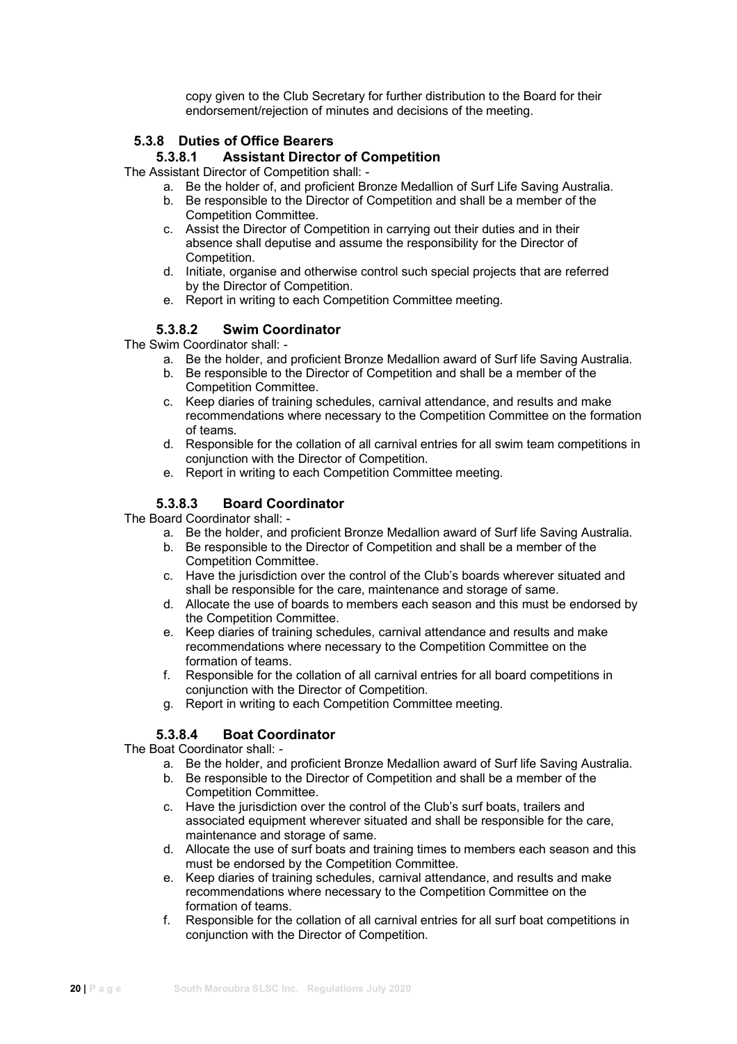copy given to the Club Secretary for further distribution to the Board for their endorsement/rejection of minutes and decisions of the meeting.

### 5.3.8 Duties of Office Bearers

#### 5.3.8.1 Assistant Director of Competition

The Assistant Director of Competition shall: -

a. Be the holder of, and proficient Bronze Medallion of Surf Life Saving Australia.
b. Be responsible to the Director of Competition and shall be a member of the Competition Committee.
c. Assist the Director of Competition in carrying out their duties and in their absence shall deputise and assume the responsibility for the Director of Competition.
d. Initiate, organise and otherwise control such special projects that are referred by the Director of Competition.
e. Report in writing to each Competition Committee meeting.

#### 5.3.8.2 Swim Coordinator

The Swim Coordinator shall: -

a. Be the holder, and proficient Bronze Medallion award of Surf life Saving Australia.
b. Be responsible to the Director of Competition and shall be a member of the Competition Committee.
c. Keep diaries of training schedules, carnival attendance, and results and make recommendations where necessary to the Competition Committee on the formation of teams.
d. Responsible for the collation of all carnival entries for all swim team competitions in conjunction with the Director of Competition.
e. Report in writing to each Competition Committee meeting.

#### 5.3.8.3 Board Coordinator

The Board Coordinator shall: -

a. Be the holder, and proficient Bronze Medallion award of Surf life Saving Australia.
b. Be responsible to the Director of Competition and shall be a member of the Competition Committee.
c. Have the jurisdiction over the control of the Club's boards wherever situated and shall be responsible for the care, maintenance and storage of same.
d. Allocate the use of boards to members each season and this must be endorsed by the Competition Committee.
e. Keep diaries of training schedules, carnival attendance and results and make recommendations where necessary to the Competition Committee on the formation of teams.
f. Responsible for the collation of all carnival entries for all board competitions in conjunction with the Director of Competition.
g. Report in writing to each Competition Committee meeting.

#### 5.3.8.4 Boat Coordinator

The Boat Coordinator shall: -

a. Be the holder, and proficient Bronze Medallion award of Surf life Saving Australia.
b. Be responsible to the Director of Competition and shall be a member of the Competition Committee.
c. Have the jurisdiction over the control of the Club's surf boats, trailers and associated equipment wherever situated and shall be responsible for the care, maintenance and storage of same.
d. Allocate the use of surf boats and training times to members each season and this must be endorsed by the Competition Committee.
e. Keep diaries of training schedules, carnival attendance, and results and make recommendations where necessary to the Competition Committee on the formation of teams.
f. Responsible for the collation of all carnival entries for all surf boat competitions in conjunction with the Director of Competition.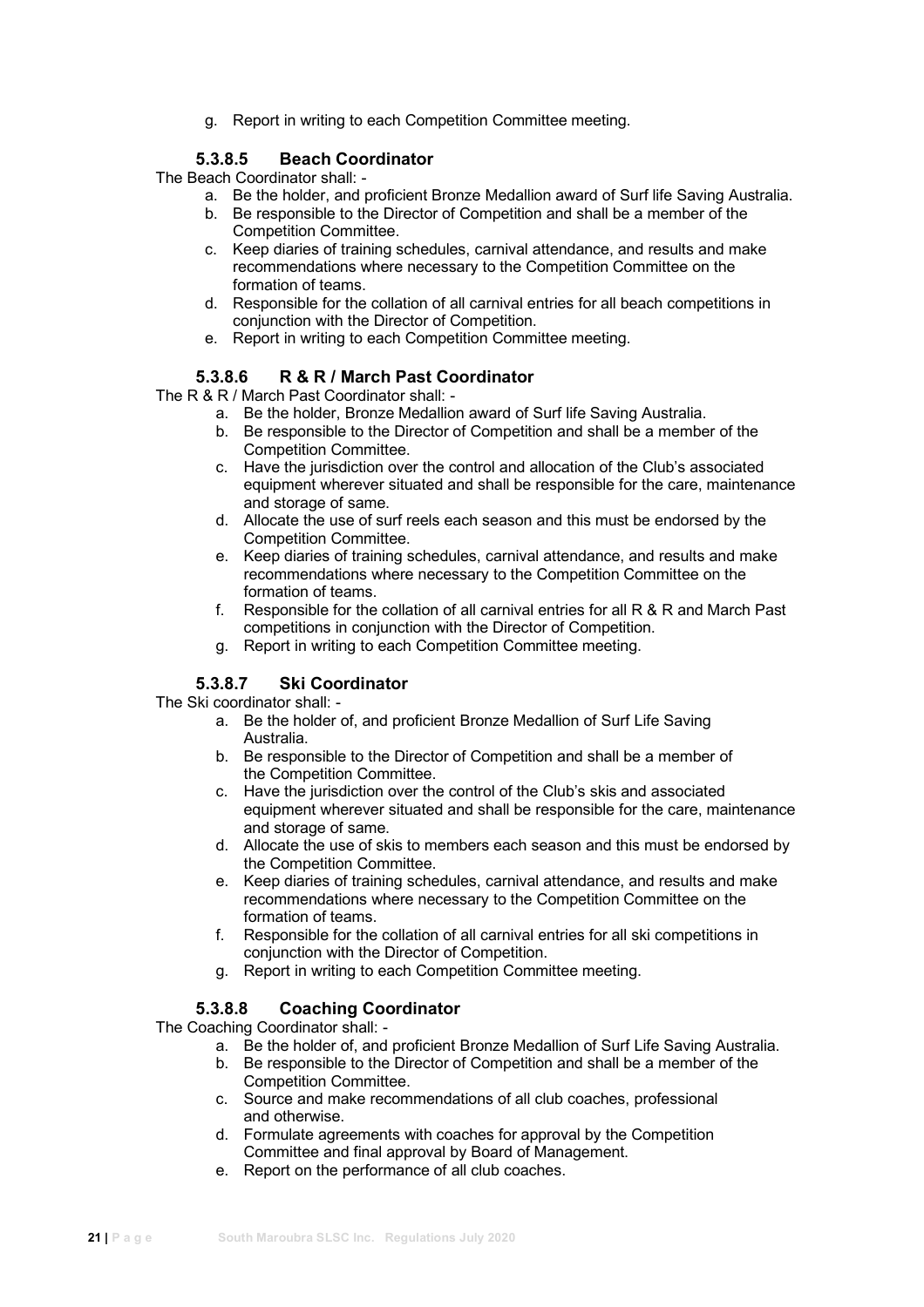g. Report in writing to each Competition Committee meeting.

#### 5.3.8.5 Beach Coordinator

The Beach Coordinator shall: -

a. Be the holder, and proficient Bronze Medallion award of Surf life Saving Australia.
b. Be responsible to the Director of Competition and shall be a member of the Competition Committee.
c. Keep diaries of training schedules, carnival attendance, and results and make recommendations where necessary to the Competition Committee on the formation of teams.
d. Responsible for the collation of all carnival entries for all beach competitions in conjunction with the Director of Competition.
e. Report in writing to each Competition Committee meeting.

#### 5.3.8.6 R & R / March Past Coordinator

The R & R / March Past Coordinator shall: -

a. Be the holder, Bronze Medallion award of Surf life Saving Australia.
b. Be responsible to the Director of Competition and shall be a member of the Competition Committee.
c. Have the jurisdiction over the control and allocation of the Club's associated equipment wherever situated and shall be responsible for the care, maintenance and storage of same.
d. Allocate the use of surf reels each season and this must be endorsed by the Competition Committee.
e. Keep diaries of training schedules, carnival attendance, and results and make recommendations where necessary to the Competition Committee on the formation of teams.
f. Responsible for the collation of all carnival entries for all R & R and March Past competitions in conjunction with the Director of Competition.
g. Report in writing to each Competition Committee meeting.

#### 5.3.8.7 Ski Coordinator

The Ski coordinator shall: -

a. Be the holder of, and proficient Bronze Medallion of Surf Life Saving Australia.
b. Be responsible to the Director of Competition and shall be a member of the Competition Committee.
c. Have the jurisdiction over the control of the Club's skis and associated equipment wherever situated and shall be responsible for the care, maintenance and storage of same.
d. Allocate the use of skis to members each season and this must be endorsed by the Competition Committee.
e. Keep diaries of training schedules, carnival attendance, and results and make recommendations where necessary to the Competition Committee on the formation of teams.
f. Responsible for the collation of all carnival entries for all ski competitions in conjunction with the Director of Competition.
g. Report in writing to each Competition Committee meeting.

#### 5.3.8.8 Coaching Coordinator

The Coaching Coordinator shall: -

a. Be the holder of, and proficient Bronze Medallion of Surf Life Saving Australia.
b. Be responsible to the Director of Competition and shall be a member of the Competition Committee.
c. Source and make recommendations of all club coaches, professional and otherwise.
d. Formulate agreements with coaches for approval by the Competition Committee and final approval by Board of Management.
e. Report on the performance of all club coaches.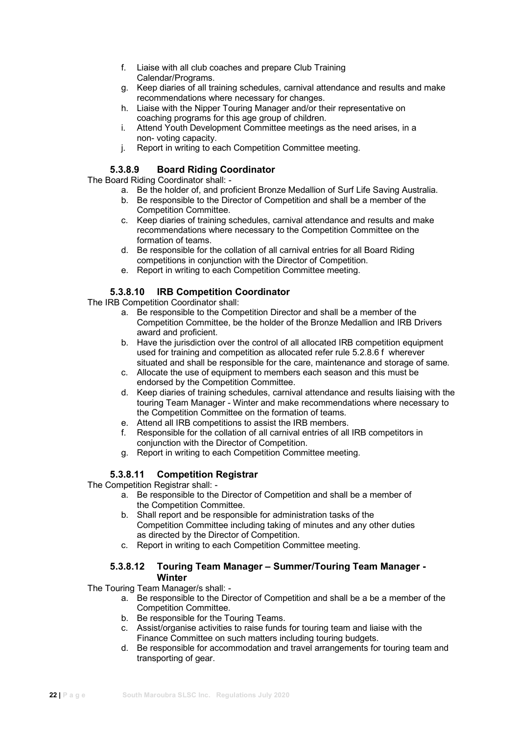f. Liaise with all club coaches and prepare Club Training Calendar/Programs.
g. Keep diaries of all training schedules, carnival attendance and results and make recommendations where necessary for changes.
h. Liaise with the Nipper Touring Manager and/or their representative on coaching programs for this age group of children.
i. Attend Youth Development Committee meetings as the need arises, in a non- voting capacity.
j. Report in writing to each Competition Committee meeting.

#### 5.3.8.9 Board Riding Coordinator

The Board Riding Coordinator shall: -

a. Be the holder of, and proficient Bronze Medallion of Surf Life Saving Australia.
b. Be responsible to the Director of Competition and shall be a member of the Competition Committee.
c. Keep diaries of training schedules, carnival attendance and results and make recommendations where necessary to the Competition Committee on the formation of teams.
d. Be responsible for the collation of all carnival entries for all Board Riding competitions in conjunction with the Director of Competition.
e. Report in writing to each Competition Committee meeting.

#### 5.3.8.10 IRB Competition Coordinator

The IRB Competition Coordinator shall:

a. Be responsible to the Competition Director and shall be a member of the Competition Committee, be the holder of the Bronze Medallion and IRB Drivers award and proficient.
b. Have the jurisdiction over the control of all allocated IRB competition equipment used for training and competition as allocated refer rule 5.2.8.6 f wherever situated and shall be responsible for the care, maintenance and storage of same.
c. Allocate the use of equipment to members each season and this must be endorsed by the Competition Committee.
d. Keep diaries of training schedules, carnival attendance and results liaising with the touring Team Manager - Winter and make recommendations where necessary to the Competition Committee on the formation of teams.
e. Attend all IRB competitions to assist the IRB members.
f. Responsible for the collation of all carnival entries of all IRB competitors in conjunction with the Director of Competition.
g. Report in writing to each Competition Committee meeting.

#### 5.3.8.11 Competition Registrar

The Competition Registrar shall: -

a. Be responsible to the Director of Competition and shall be a member of the Competition Committee.
b. Shall report and be responsible for administration tasks of the Competition Committee including taking of minutes and any other duties as directed by the Director of Competition.
c. Report in writing to each Competition Committee meeting.

#### 5.3.8.12 Touring Team Manager – Summer/Touring Team Manager - Winter

The Touring Team Manager/s shall: -

a. Be responsible to the Director of Competition and shall be a be a member of the Competition Committee.
b. Be responsible for the Touring Teams.
c. Assist/organise activities to raise funds for touring team and liaise with the Finance Committee on such matters including touring budgets.
d. Be responsible for accommodation and travel arrangements for touring team and transporting of gear.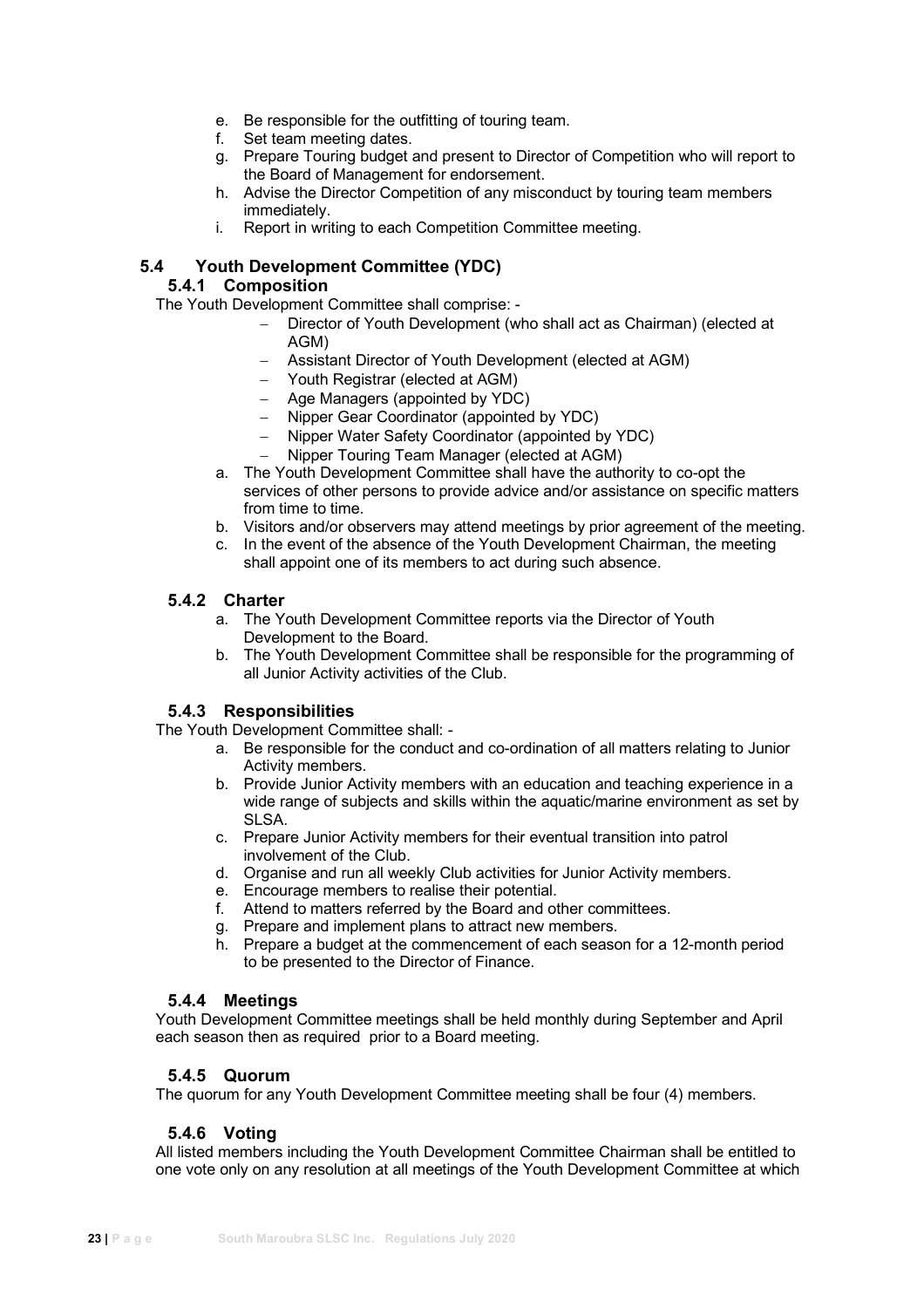e. Be responsible for the outfitting of touring team.
f. Set team meeting dates.
g. Prepare Touring budget and present to Director of Competition who will report to the Board of Management for endorsement.
h. Advise the Director Competition of any misconduct by touring team members immediately.
i. Report in writing to each Competition Committee meeting.

## 5.4 Youth Development Committee (YDC)

### 5.4.1 Composition

The Youth Development Committee shall comprise: -

- Director of Youth Development (who shall act as Chairman) (elected at AGM)
- Assistant Director of Youth Development (elected at AGM)
- Youth Registrar (elected at AGM)
- Age Managers (appointed by YDC)
- Nipper Gear Coordinator (appointed by YDC)
- Nipper Water Safety Coordinator (appointed by YDC)
- Nipper Touring Team Manager (elected at AGM)

a. The Youth Development Committee shall have the authority to co-opt the services of other persons to provide advice and/or assistance on specific matters from time to time.
b. Visitors and/or observers may attend meetings by prior agreement of the meeting.
c. In the event of the absence of the Youth Development Chairman, the meeting shall appoint one of its members to act during such absence.

### 5.4.2 Charter

a. The Youth Development Committee reports via the Director of Youth Development to the Board.
b. The Youth Development Committee shall be responsible for the programming of all Junior Activity activities of the Club.

### 5.4.3 Responsibilities

The Youth Development Committee shall: -

a. Be responsible for the conduct and co-ordination of all matters relating to Junior Activity members.
b. Provide Junior Activity members with an education and teaching experience in a wide range of subjects and skills within the aquatic/marine environment as set by SLSA.
c. Prepare Junior Activity members for their eventual transition into patrol involvement of the Club.
d. Organise and run all weekly Club activities for Junior Activity members.
e. Encourage members to realise their potential.
f. Attend to matters referred by the Board and other committees.
g. Prepare and implement plans to attract new members.
h. Prepare a budget at the commencement of each season for a 12-month period to be presented to the Director of Finance.

### 5.4.4 Meetings

Youth Development Committee meetings shall be held monthly during September and April each season then as required prior to a Board meeting.

### 5.4.5 Quorum

The quorum for any Youth Development Committee meeting shall be four (4) members.

### 5.4.6 Voting

All listed members including the Youth Development Committee Chairman shall be entitled to one vote only on any resolution at all meetings of the Youth Development Committee at which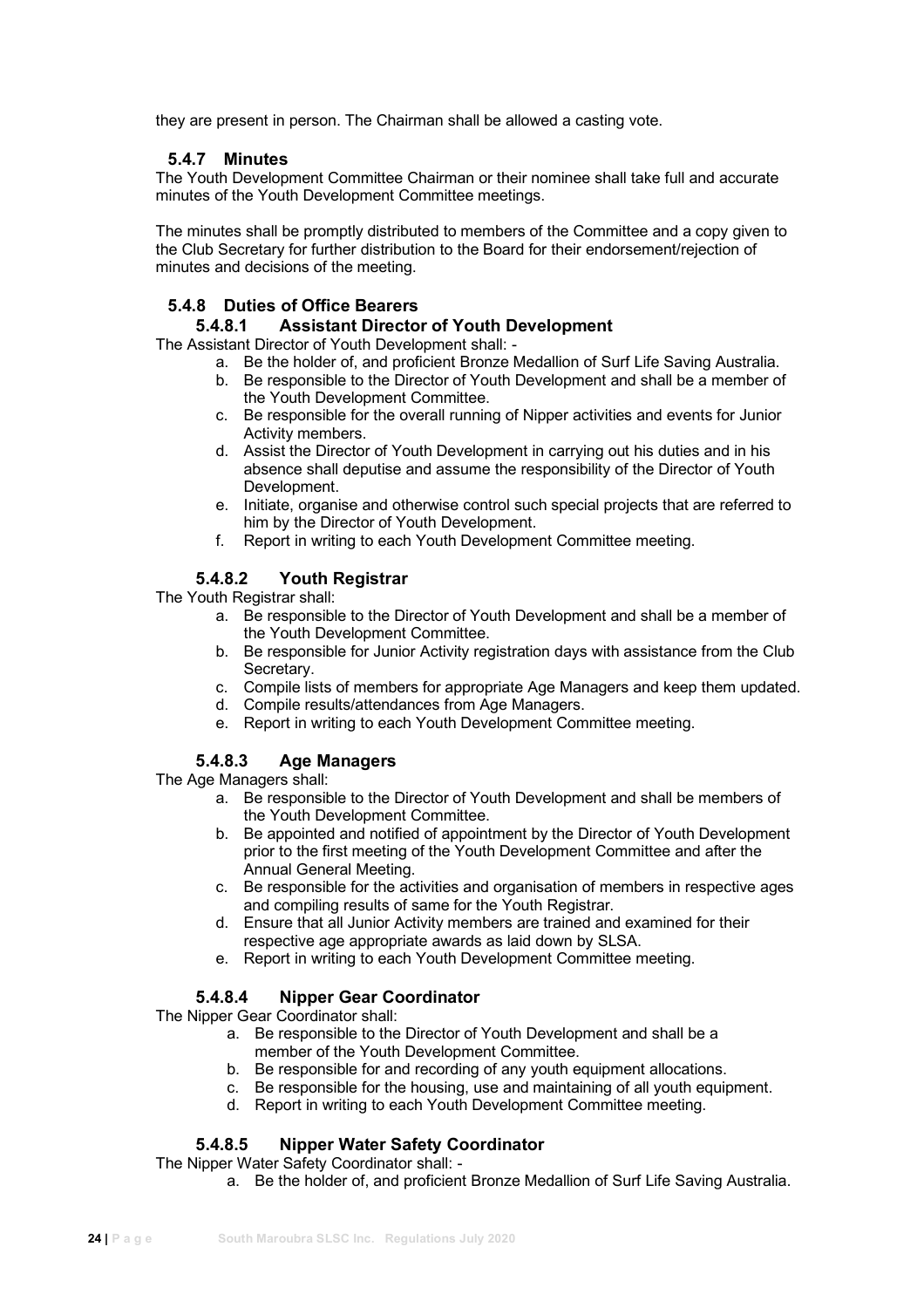they are present in person. The Chairman shall be allowed a casting vote.

### 5.4.7 Minutes

The Youth Development Committee Chairman or their nominee shall take full and accurate minutes of the Youth Development Committee meetings.

The minutes shall be promptly distributed to members of the Committee and a copy given to the Club Secretary for further distribution to the Board for their endorsement/rejection of minutes and decisions of the meeting.

### 5.4.8 Duties of Office Bearers

#### 5.4.8.1 Assistant Director of Youth Development

The Assistant Director of Youth Development shall: -

a. Be the holder of, and proficient Bronze Medallion of Surf Life Saving Australia.
b. Be responsible to the Director of Youth Development and shall be a member of the Youth Development Committee.
c. Be responsible for the overall running of Nipper activities and events for Junior Activity members.
d. Assist the Director of Youth Development in carrying out his duties and in his absence shall deputise and assume the responsibility of the Director of Youth Development.
e. Initiate, organise and otherwise control such special projects that are referred to him by the Director of Youth Development.
f. Report in writing to each Youth Development Committee meeting.

#### 5.4.8.2 Youth Registrar

The Youth Registrar shall:

a. Be responsible to the Director of Youth Development and shall be a member of the Youth Development Committee.
b. Be responsible for Junior Activity registration days with assistance from the Club Secretary.
c. Compile lists of members for appropriate Age Managers and keep them updated.
d. Compile results/attendances from Age Managers.
e. Report in writing to each Youth Development Committee meeting.

#### 5.4.8.3 Age Managers

The Age Managers shall:

a. Be responsible to the Director of Youth Development and shall be members of the Youth Development Committee.
b. Be appointed and notified of appointment by the Director of Youth Development prior to the first meeting of the Youth Development Committee and after the Annual General Meeting.
c. Be responsible for the activities and organisation of members in respective ages and compiling results of same for the Youth Registrar.
d. Ensure that all Junior Activity members are trained and examined for their respective age appropriate awards as laid down by SLSA.
e. Report in writing to each Youth Development Committee meeting.

#### 5.4.8.4 Nipper Gear Coordinator

The Nipper Gear Coordinator shall:

a. Be responsible to the Director of Youth Development and shall be a member of the Youth Development Committee.
b. Be responsible for and recording of any youth equipment allocations.
c. Be responsible for the housing, use and maintaining of all youth equipment.
d. Report in writing to each Youth Development Committee meeting.

#### 5.4.8.5 Nipper Water Safety Coordinator

The Nipper Water Safety Coordinator shall: -

a. Be the holder of, and proficient Bronze Medallion of Surf Life Saving Australia.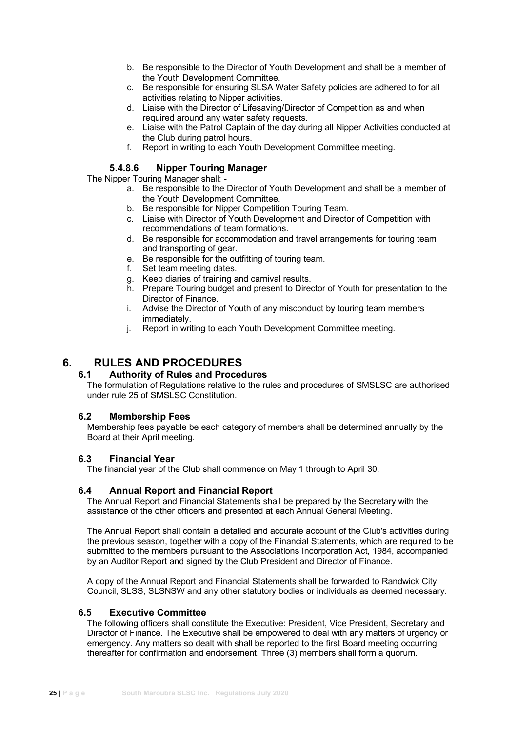b. Be responsible to the Director of Youth Development and shall be a member of the Youth Development Committee.
c. Be responsible for ensuring SLSA Water Safety policies are adhered to for all activities relating to Nipper activities.
d. Liaise with the Director of Lifesaving/Director of Competition as and when required around any water safety requests.
e. Liaise with the Patrol Captain of the day during all Nipper Activities conducted at the Club during patrol hours.
f. Report in writing to each Youth Development Committee meeting.

#### 5.4.8.6 Nipper Touring Manager

The Nipper Touring Manager shall: -

a. Be responsible to the Director of Youth Development and shall be a member of the Youth Development Committee.
b. Be responsible for Nipper Competition Touring Team.
c. Liaise with Director of Youth Development and Director of Competition with recommendations of team formations.
d. Be responsible for accommodation and travel arrangements for touring team and transporting of gear.
e. Be responsible for the outfitting of touring team.
f. Set team meeting dates.
g. Keep diaries of training and carnival results.
h. Prepare Touring budget and present to Director of Youth for presentation to the Director of Finance.
i. Advise the Director of Youth of any misconduct by touring team members immediately.
j. Report in writing to each Youth Development Committee meeting.

---

# 6. RULES AND PROCEDURES

## 6.1 Authority of Rules and Procedures

The formulation of Regulations relative to the rules and procedures of SMSLSC are authorised under rule 25 of SMSLSC Constitution.

## 6.2 Membership Fees

Membership fees payable be each category of members shall be determined annually by the Board at their April meeting.

## 6.3 Financial Year

The financial year of the Club shall commence on May 1 through to April 30.

## 6.4 Annual Report and Financial Report

The Annual Report and Financial Statements shall be prepared by the Secretary with the assistance of the other officers and presented at each Annual General Meeting.

The Annual Report shall contain a detailed and accurate account of the Club's activities during the previous season, together with a copy of the Financial Statements, which are required to be submitted to the members pursuant to the Associations Incorporation Act, 1984, accompanied by an Auditor Report and signed by the Club President and Director of Finance.

A copy of the Annual Report and Financial Statements shall be forwarded to Randwick City Council, SLSS, SLSNSW and any other statutory bodies or individuals as deemed necessary.

## 6.5 Executive Committee

The following officers shall constitute the Executive: President, Vice President, Secretary and Director of Finance. The Executive shall be empowered to deal with any matters of urgency or emergency. Any matters so dealt with shall be reported to the first Board meeting occurring thereafter for confirmation and endorsement. Three (3) members shall form a quorum.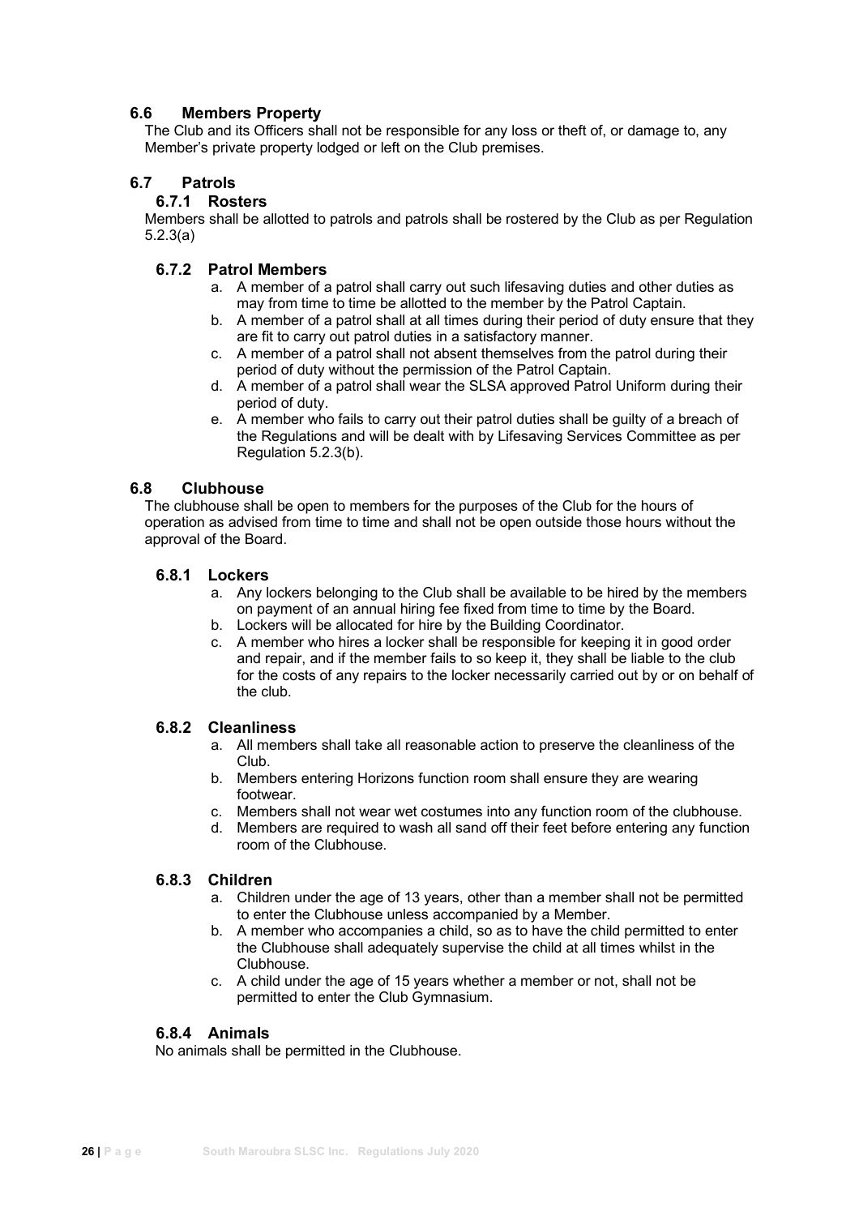## 6.6 Members Property

The Club and its Officers shall not be responsible for any loss or theft of, or damage to, any Member's private property lodged or left on the Club premises.

## 6.7 Patrols

### 6.7.1 Rosters

Members shall be allotted to patrols and patrols shall be rostered by the Club as per Regulation 5.2.3(a)

### 6.7.2 Patrol Members

a. A member of a patrol shall carry out such lifesaving duties and other duties as may from time to time be allotted to the member by the Patrol Captain.
b. A member of a patrol shall at all times during their period of duty ensure that they are fit to carry out patrol duties in a satisfactory manner.
c. A member of a patrol shall not absent themselves from the patrol during their period of duty without the permission of the Patrol Captain.
d. A member of a patrol shall wear the SLSA approved Patrol Uniform during their period of duty.
e. A member who fails to carry out their patrol duties shall be guilty of a breach of the Regulations and will be dealt with by Lifesaving Services Committee as per Regulation 5.2.3(b).

## 6.8 Clubhouse

The clubhouse shall be open to members for the purposes of the Club for the hours of operation as advised from time to time and shall not be open outside those hours without the approval of the Board.

### 6.8.1 Lockers

a. Any lockers belonging to the Club shall be available to be hired by the members on payment of an annual hiring fee fixed from time to time by the Board.
b. Lockers will be allocated for hire by the Building Coordinator.
c. A member who hires a locker shall be responsible for keeping it in good order and repair, and if the member fails to so keep it, they shall be liable to the club for the costs of any repairs to the locker necessarily carried out by or on behalf of the club.

### 6.8.2 Cleanliness

a. All members shall take all reasonable action to preserve the cleanliness of the Club.
b. Members entering Horizons function room shall ensure they are wearing footwear.
c. Members shall not wear wet costumes into any function room of the clubhouse.
d. Members are required to wash all sand off their feet before entering any function room of the Clubhouse.

### 6.8.3 Children

a. Children under the age of 13 years, other than a member shall not be permitted to enter the Clubhouse unless accompanied by a Member.
b. A member who accompanies a child, so as to have the child permitted to enter the Clubhouse shall adequately supervise the child at all times whilst in the Clubhouse.
c. A child under the age of 15 years whether a member or not, shall not be permitted to enter the Club Gymnasium.

### 6.8.4 Animals

No animals shall be permitted in the Clubhouse.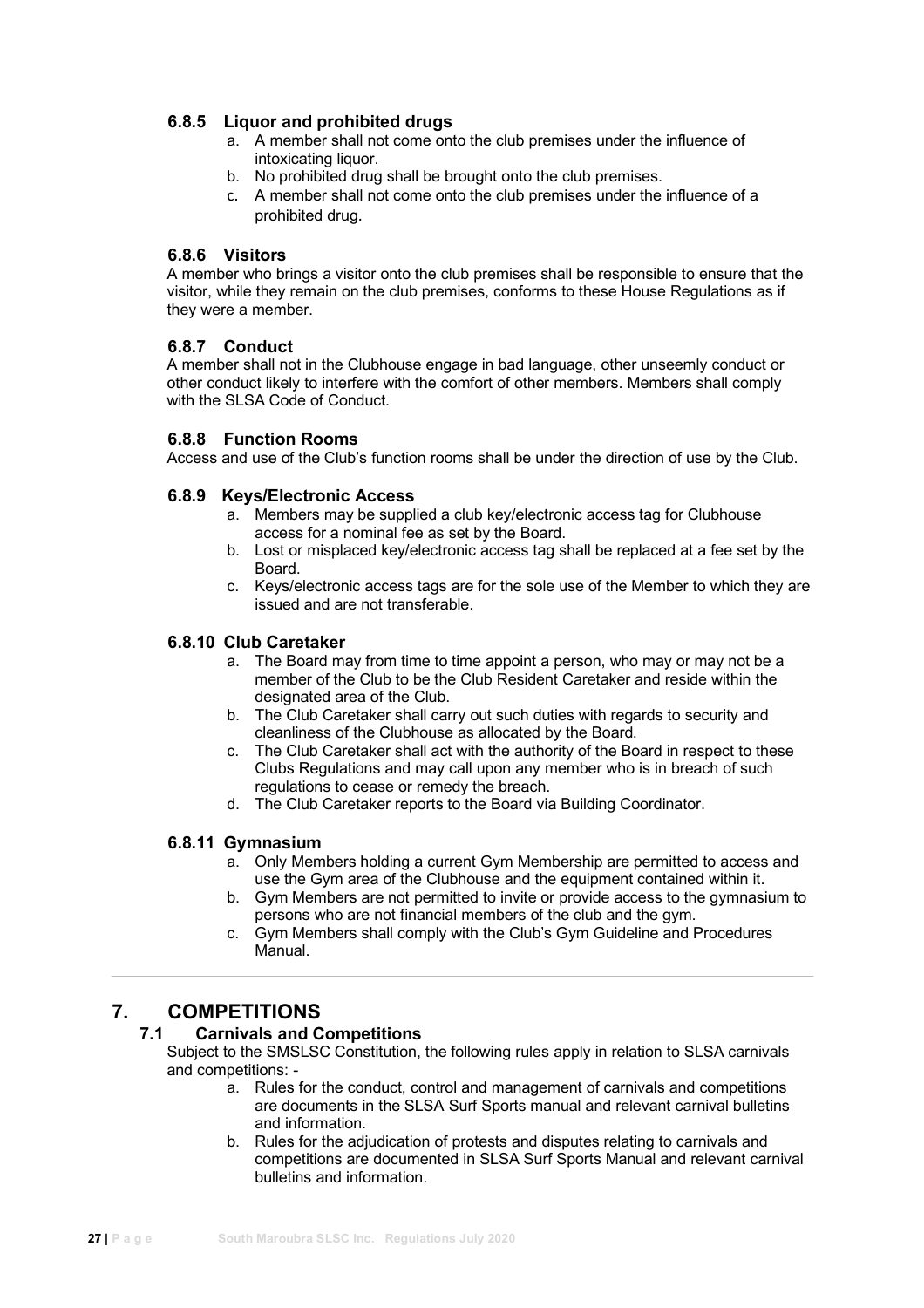### 6.8.5 Liquor and prohibited drugs

a. A member shall not come onto the club premises under the influence of intoxicating liquor.
b. No prohibited drug shall be brought onto the club premises.
c. A member shall not come onto the club premises under the influence of a prohibited drug.

### 6.8.6 Visitors

A member who brings a visitor onto the club premises shall be responsible to ensure that the visitor, while they remain on the club premises, conforms to these House Regulations as if they were a member.

### 6.8.7 Conduct

A member shall not in the Clubhouse engage in bad language, other unseemly conduct or other conduct likely to interfere with the comfort of other members. Members shall comply with the SLSA Code of Conduct.

### 6.8.8 Function Rooms

Access and use of the Club's function rooms shall be under the direction of use by the Club.

### 6.8.9 Keys/Electronic Access

a. Members may be supplied a club key/electronic access tag for Clubhouse access for a nominal fee as set by the Board.
b. Lost or misplaced key/electronic access tag shall be replaced at a fee set by the Board.
c. Keys/electronic access tags are for the sole use of the Member to which they are issued and are not transferable.

### 6.8.10 Club Caretaker

a. The Board may from time to time appoint a person, who may or may not be a member of the Club to be the Club Resident Caretaker and reside within the designated area of the Club.
b. The Club Caretaker shall carry out such duties with regards to security and cleanliness of the Clubhouse as allocated by the Board.
c. The Club Caretaker shall act with the authority of the Board in respect to these Clubs Regulations and may call upon any member who is in breach of such regulations to cease or remedy the breach.
d. The Club Caretaker reports to the Board via Building Coordinator.

### 6.8.11 Gymnasium

a. Only Members holding a current Gym Membership are permitted to access and use the Gym area of the Clubhouse and the equipment contained within it.
b. Gym Members are not permitted to invite or provide access to the gymnasium to persons who are not financial members of the club and the gym.
c. Gym Members shall comply with the Club's Gym Guideline and Procedures Manual.

---

# 7. COMPETITIONS

## 7.1 Carnivals and Competitions

Subject to the SMSLSC Constitution, the following rules apply in relation to SLSA carnivals and competitions: -

a. Rules for the conduct, control and management of carnivals and competitions are documents in the SLSA Surf Sports manual and relevant carnival bulletins and information.
b. Rules for the adjudication of protests and disputes relating to carnivals and competitions are documented in SLSA Surf Sports Manual and relevant carnival bulletins and information.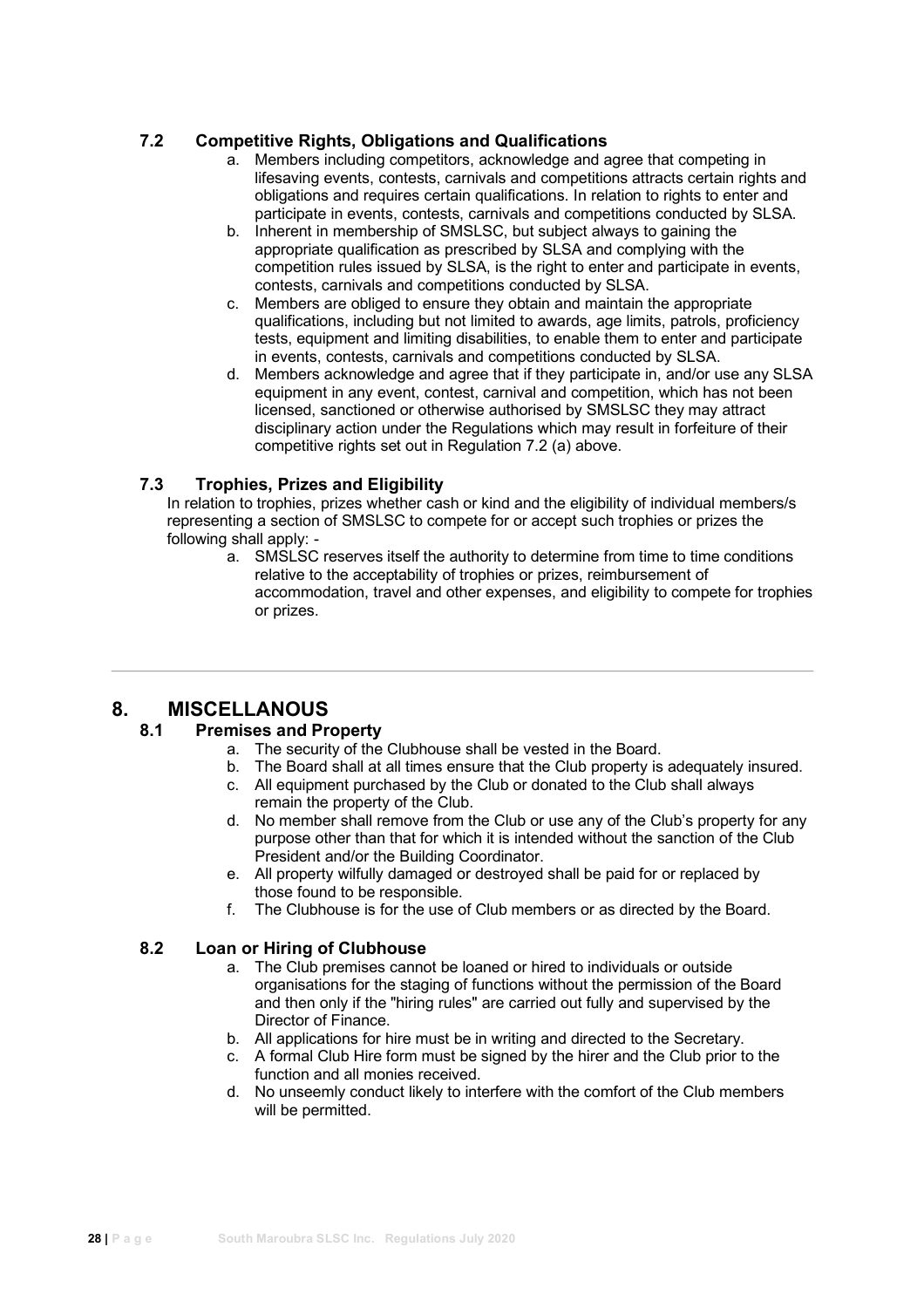### 7.2 Competitive Rights, Obligations and Qualifications

a. Members including competitors, acknowledge and agree that competing in lifesaving events, contests, carnivals and competitions attracts certain rights and obligations and requires certain qualifications. In relation to rights to enter and participate in events, contests, carnivals and competitions conducted by SLSA.
b. Inherent in membership of SMSLSC, but subject always to gaining the appropriate qualification as prescribed by SLSA and complying with the competition rules issued by SLSA, is the right to enter and participate in events, contests, carnivals and competitions conducted by SLSA.
c. Members are obliged to ensure they obtain and maintain the appropriate qualifications, including but not limited to awards, age limits, patrols, proficiency tests, equipment and limiting disabilities, to enable them to enter and participate in events, contests, carnivals and competitions conducted by SLSA.
d. Members acknowledge and agree that if they participate in, and/or use any SLSA equipment in any event, contest, carnival and competition, which has not been licensed, sanctioned or otherwise authorised by SMSLSC they may attract disciplinary action under the Regulations which may result in forfeiture of their competitive rights set out in Regulation 7.2 (a) above.

### 7.3 Trophies, Prizes and Eligibility

In relation to trophies, prizes whether cash or kind and the eligibility of individual members/s representing a section of SMSLSC to compete for or accept such trophies or prizes the following shall apply: -

a. SMSLSC reserves itself the authority to determine from time to time conditions relative to the acceptability of trophies or prizes, reimbursement of accommodation, travel and other expenses, and eligibility to compete for trophies or prizes.

---

## 8. MISCELLANOUS

### 8.1 Premises and Property

a. The security of the Clubhouse shall be vested in the Board.
b. The Board shall at all times ensure that the Club property is adequately insured.
c. All equipment purchased by the Club or donated to the Club shall always remain the property of the Club.
d. No member shall remove from the Club or use any of the Club's property for any purpose other than that for which it is intended without the sanction of the Club President and/or the Building Coordinator.
e. All property wilfully damaged or destroyed shall be paid for or replaced by those found to be responsible.
f. The Clubhouse is for the use of Club members or as directed by the Board.

### 8.2 Loan or Hiring of Clubhouse

a. The Club premises cannot be loaned or hired to individuals or outside organisations for the staging of functions without the permission of the Board and then only if the "hiring rules" are carried out fully and supervised by the Director of Finance.
b. All applications for hire must be in writing and directed to the Secretary.
c. A formal Club Hire form must be signed by the hirer and the Club prior to the function and all monies received.
d. No unseemly conduct likely to interfere with the comfort of the Club members will be permitted.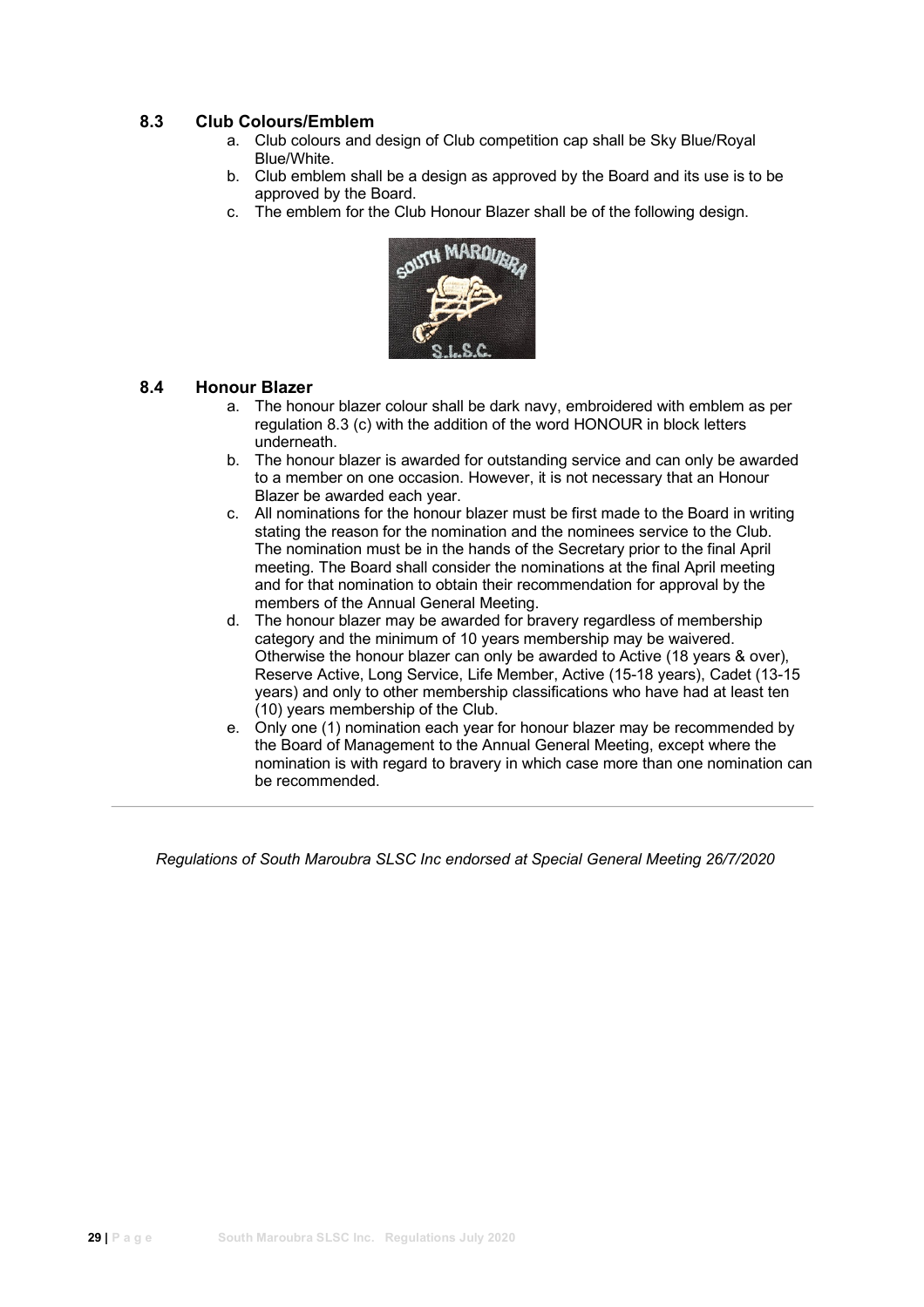### 8.3 Club Colours/Emblem

a. Club colours and design of Club competition cap shall be Sky Blue/Royal Blue/White.
b. Club emblem shall be a design as approved by the Board and its use is to be approved by the Board.
c. The emblem for the Club Honour Blazer shall be of the following design.

### 8.4 Honour Blazer

a. The honour blazer colour shall be dark navy, embroidered with emblem as per regulation 8.3 (c) with the addition of the word HONOUR in block letters underneath.
b. The honour blazer is awarded for outstanding service and can only be awarded to a member on one occasion. However, it is not necessary that an Honour Blazer be awarded each year.
c. All nominations for the honour blazer must be first made to the Board in writing stating the reason for the nomination and the nominees service to the Club. The nomination must be in the hands of the Secretary prior to the final April meeting. The Board shall consider the nominations at the final April meeting and for that nomination to obtain their recommendation for approval by the members of the Annual General Meeting.
d. The honour blazer may be awarded for bravery regardless of membership category and the minimum of 10 years membership may be waivered. Otherwise the honour blazer can only be awarded to Active (18 years & over), Reserve Active, Long Service, Life Member, Active (15-18 years), Cadet (13-15 years) and only to other membership classifications who have had at least ten (10) years membership of the Club.
e. Only one (1) nomination each year for honour blazer may be recommended by the Board of Management to the Annual General Meeting, except where the nomination is with regard to bravery in which case more than one nomination can be recommended.

---

*Regulations of South Maroubra SLSC Inc endorsed at Special General Meeting 26/7/2020*